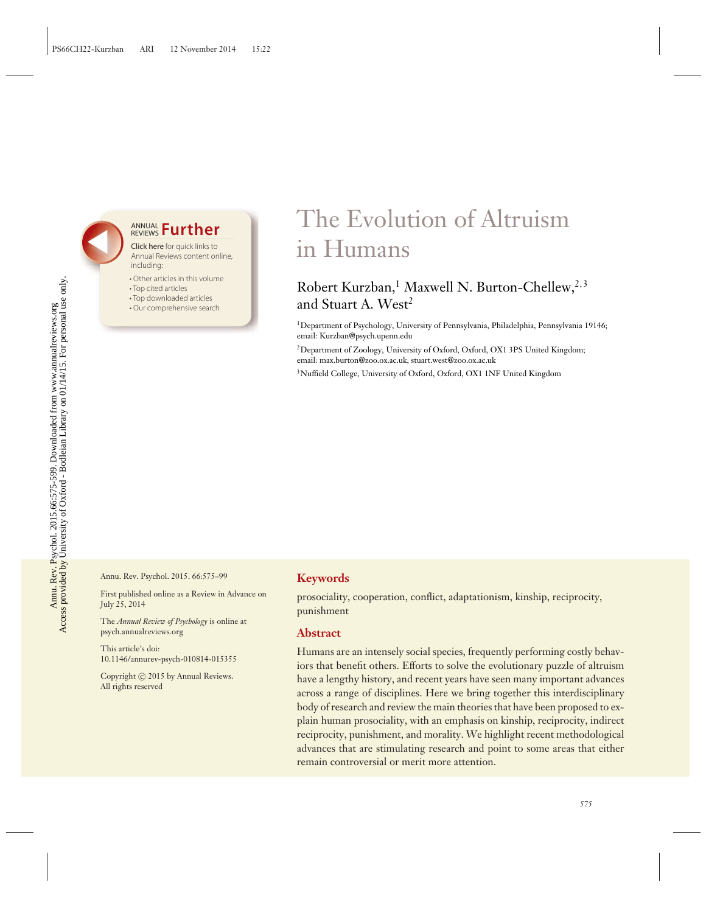# The Evolution of Altruism in Humans

Robert Kurzban,[1] Maxwell N. Burton-Chellew,[2,3] and Stuart A. West[2]

[1]Department of Psychology, University of Pennsylvania, Philadelphia, Pennsylvania 19146; email: Kurzban@psych.upenn.edu

[2]Department of Zoology, University of Oxford, Oxford, OX1 3PS United Kingdom; email: max.burton@zoo.ox.ac.uk, stuart.west@zoo.ox.ac.uk

[3]Nuffield College, University of Oxford, Oxford, OX1 1NF United Kingdom

Annu. Rev. Psychol. 2015. 66:575–99

First published online as a Review in Advance on July 25, 2014

The *Annual Review of Psychology* is online at psych.annualreviews.org

This article's doi: 10.1146/annurev-psych-010814-015355

Copyright © 2015 by Annual Reviews. All rights reserved

## Keywords

prosociality, cooperation, conflict, adaptationism, kinship, reciprocity, punishment

## Abstract

Humans are an intensely social species, frequently performing costly behaviors that benefit others. Efforts to solve the evolutionary puzzle of altruism have a lengthy history, and recent years have seen many important advances across a range of disciplines. Here we bring together this interdisciplinary body of research and review the main theories that have been proposed to explain human prosociality, with an emphasis on kinship, reciprocity, indirect reciprocity, punishment, and morality. We highlight recent methodological advances that are stimulating research and point to some areas that either remain controversial or merit more attention.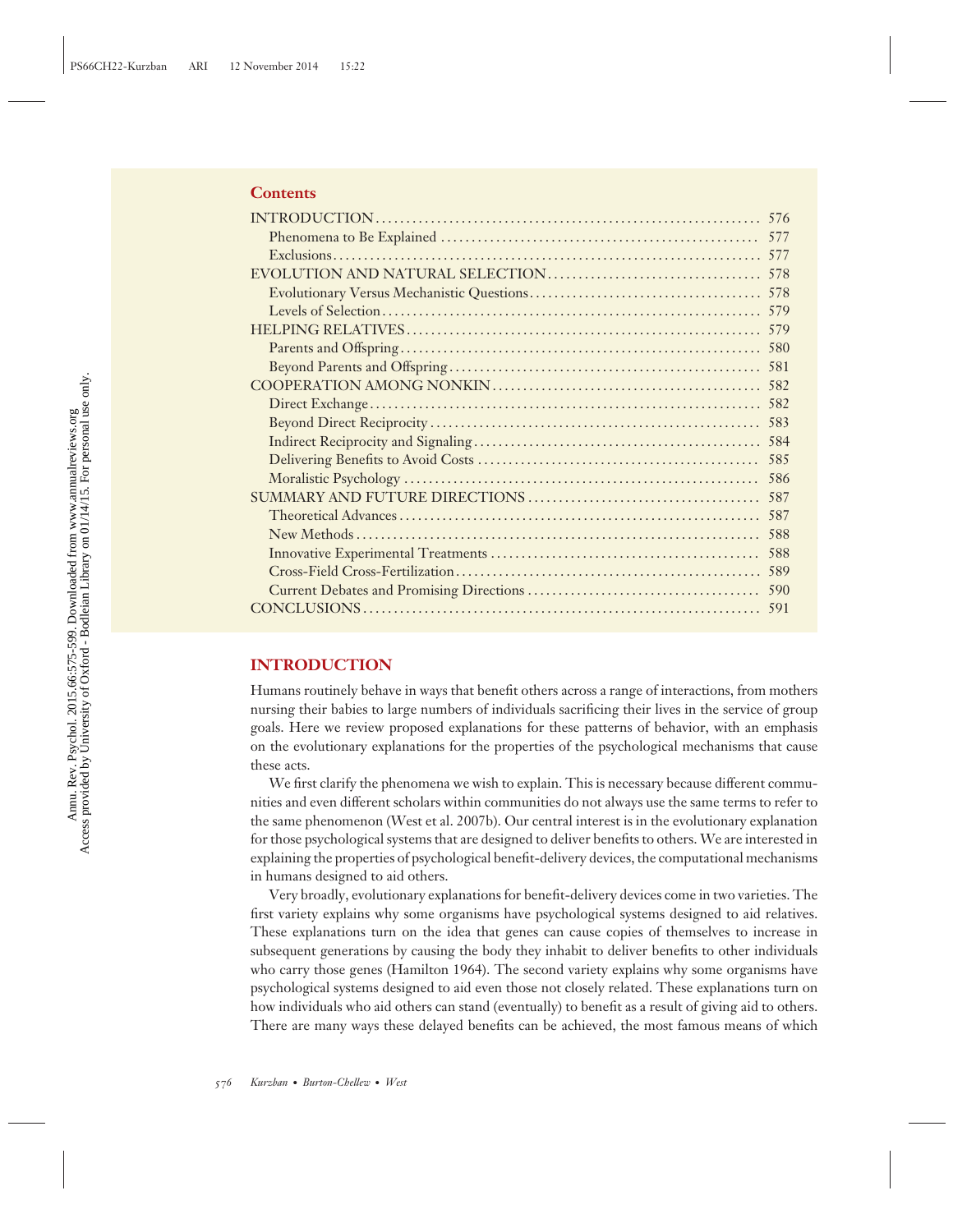## Contents

| | |
|---|---|
| INTRODUCTION | 576 |
| Phenomena to Be Explained | 577 |
| Exclusions | 577 |
| EVOLUTION AND NATURAL SELECTION | 578 |
| Evolutionary Versus Mechanistic Questions | 578 |
| Levels of Selection | 579 |
| HELPING RELATIVES | 579 |
| Parents and Offspring | 580 |
| Beyond Parents and Offspring | 581 |
| COOPERATION AMONG NONKIN | 582 |
| Direct Exchange | 582 |
| Beyond Direct Reciprocity | 583 |
| Indirect Reciprocity and Signaling | 584 |
| Delivering Benefits to Avoid Costs | 585 |
| Moralistic Psychology | 586 |
| SUMMARY AND FUTURE DIRECTIONS | 587 |
| Theoretical Advances | 587 |
| New Methods | 588 |
| Innovative Experimental Treatments | 588 |
| Cross-Field Cross-Fertilization | 589 |
| Current Debates and Promising Directions | 590 |
| CONCLUSIONS | 591 |

# INTRODUCTION

Humans routinely behave in ways that benefit others across a range of interactions, from mothers nursing their babies to large numbers of individuals sacrificing their lives in the service of group goals. Here we review proposed explanations for these patterns of behavior, with an emphasis on the evolutionary explanations for the properties of the psychological mechanisms that cause these acts.

We first clarify the phenomena we wish to explain. This is necessary because different communities and even different scholars within communities do not always use the same terms to refer to the same phenomenon (West et al. 2007b). Our central interest is in the evolutionary explanation for those psychological systems that are designed to deliver benefits to others. We are interested in explaining the properties of psychological benefit-delivery devices, the computational mechanisms in humans designed to aid others.

Very broadly, evolutionary explanations for benefit-delivery devices come in two varieties. The first variety explains why some organisms have psychological systems designed to aid relatives. These explanations turn on the idea that genes can cause copies of themselves to increase in subsequent generations by causing the body they inhabit to deliver benefits to other individuals who carry those genes (Hamilton 1964). The second variety explains why some organisms have psychological systems designed to aid even those not closely related. These explanations turn on how individuals who aid others can stand (eventually) to benefit as a result of giving aid to others. There are many ways these delayed benefits can be achieved, the most famous means of which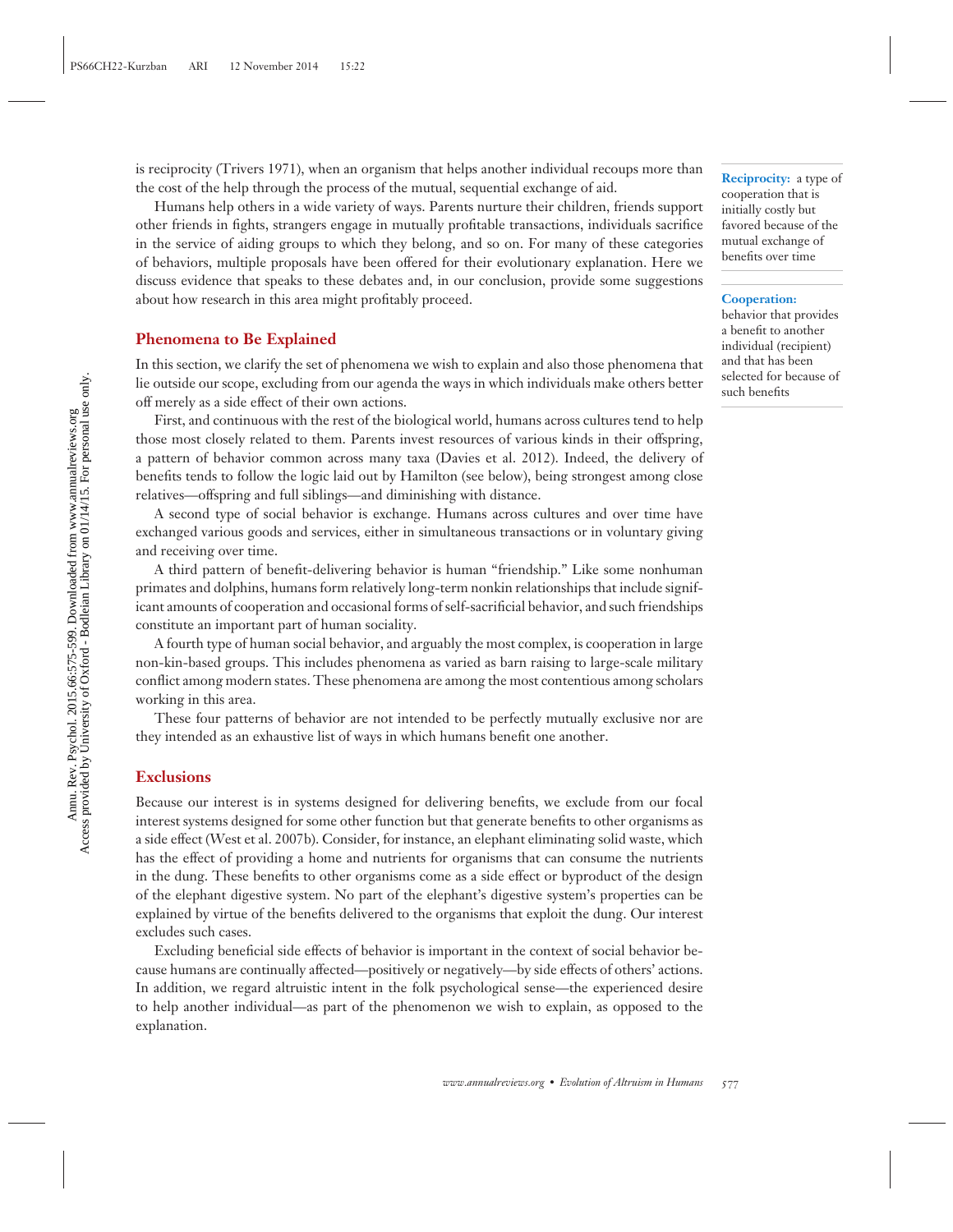is reciprocity (Trivers 1971), when an organism that helps another individual recoups more than the cost of the help through the process of the mutual, sequential exchange of aid.

**Reciprocity:** a type of cooperation that is initially costly but favored because of the mutual exchange of benefits over time

**Cooperation:** behavior that provides a benefit to another individual (recipient) and that has been selected for because of such benefits

Humans help others in a wide variety of ways. Parents nurture their children, friends support other friends in fights, strangers engage in mutually profitable transactions, individuals sacrifice in the service of aiding groups to which they belong, and so on. For many of these categories of behaviors, multiple proposals have been offered for their evolutionary explanation. Here we discuss evidence that speaks to these debates and, in our conclusion, provide some suggestions about how research in this area might profitably proceed.

## Phenomena to Be Explained

In this section, we clarify the set of phenomena we wish to explain and also those phenomena that lie outside our scope, excluding from our agenda the ways in which individuals make others better off merely as a side effect of their own actions.

First, and continuous with the rest of the biological world, humans across cultures tend to help those most closely related to them. Parents invest resources of various kinds in their offspring, a pattern of behavior common across many taxa (Davies et al. 2012). Indeed, the delivery of benefits tends to follow the logic laid out by Hamilton (see below), being strongest among close relatives—offspring and full siblings—and diminishing with distance.

A second type of social behavior is exchange. Humans across cultures and over time have exchanged various goods and services, either in simultaneous transactions or in voluntary giving and receiving over time.

A third pattern of benefit-delivering behavior is human "friendship." Like some nonhuman primates and dolphins, humans form relatively long-term nonkin relationships that include significant amounts of cooperation and occasional forms of self-sacrificial behavior, and such friendships constitute an important part of human sociality.

A fourth type of human social behavior, and arguably the most complex, is cooperation in large non-kin-based groups. This includes phenomena as varied as barn raising to large-scale military conflict among modern states. These phenomena are among the most contentious among scholars working in this area.

These four patterns of behavior are not intended to be perfectly mutually exclusive nor are they intended as an exhaustive list of ways in which humans benefit one another.

## Exclusions

Because our interest is in systems designed for delivering benefits, we exclude from our focal interest systems designed for some other function but that generate benefits to other organisms as a side effect (West et al. 2007b). Consider, for instance, an elephant eliminating solid waste, which has the effect of providing a home and nutrients for organisms that can consume the nutrients in the dung. These benefits to other organisms come as a side effect or byproduct of the design of the elephant digestive system. No part of the elephant's digestive system's properties can be explained by virtue of the benefits delivered to the organisms that exploit the dung. Our interest excludes such cases.

Excluding beneficial side effects of behavior is important in the context of social behavior because humans are continually affected—positively or negatively—by side effects of others' actions. In addition, we regard altruistic intent in the folk psychological sense—the experienced desire to help another individual—as part of the phenomenon we wish to explain, as opposed to the explanation.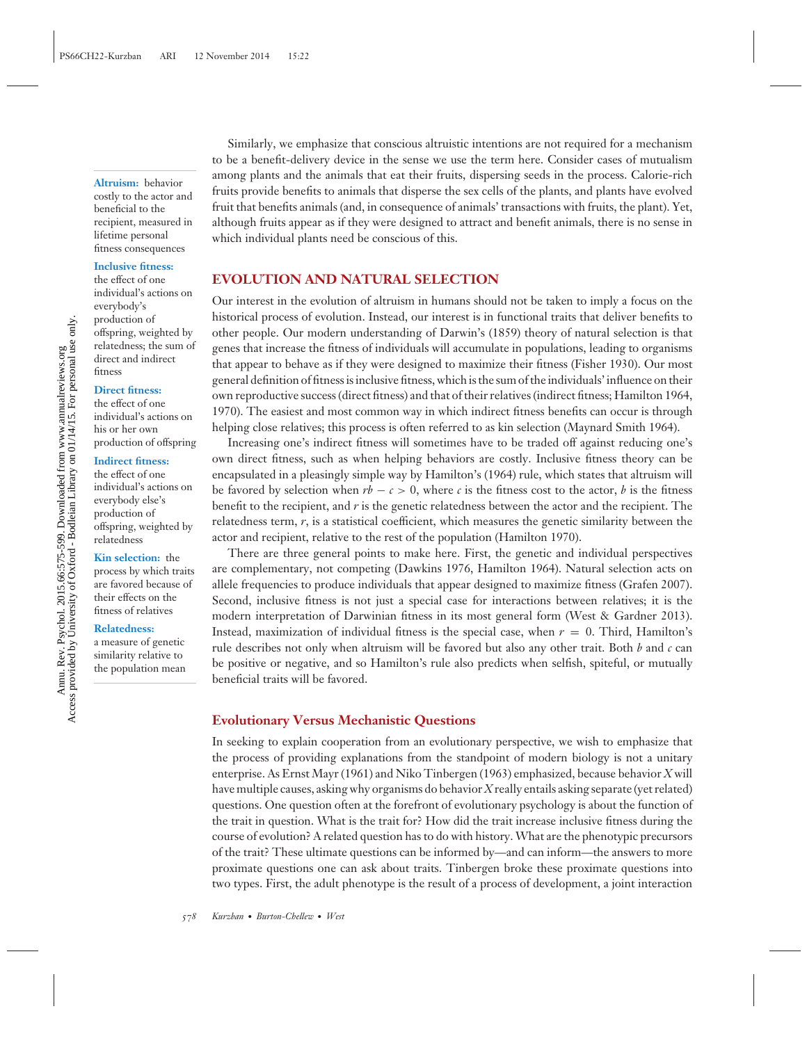Similarly, we emphasize that conscious altruistic intentions are not required for a mechanism to be a benefit-delivery device in the sense we use the term here. Consider cases of mutualism among plants and the animals that eat their fruits, dispersing seeds in the process. Calorie-rich fruits provide benefits to animals that disperse the sex cells of the plants, and plants have evolved fruit that benefits animals (and, in consequence of animals' transactions with fruits, the plant). Yet, although fruits appear as if they were designed to attract and benefit animals, there is no sense in which individual plants need be conscious of this.

**Altruism:** behavior costly to the actor and beneficial to the recipient, measured in lifetime personal fitness consequences

**Inclusive fitness:** the effect of one individual's actions on everybody's production of offspring, weighted by relatedness; the sum of direct and indirect fitness

**Direct fitness:** the effect of one individual's actions on his or her own production of offspring

**Indirect fitness:** the effect of one individual's actions on everybody else's production of offspring, weighted by relatedness

**Kin selection:** the process by which traits are favored because of their effects on the fitness of relatives

**Relatedness:** a measure of genetic similarity relative to the population mean

## EVOLUTION AND NATURAL SELECTION

Our interest in the evolution of altruism in humans should not be taken to imply a focus on the historical process of evolution. Instead, our interest is in functional traits that deliver benefits to other people. Our modern understanding of Darwin's (1859) theory of natural selection is that genes that increase the fitness of individuals will accumulate in populations, leading to organisms that appear to behave as if they were designed to maximize their fitness (Fisher 1930). Our most general definition of fitness is inclusive fitness, which is the sum of the individuals' influence on their own reproductive success (direct fitness) and that of their relatives (indirect fitness; Hamilton 1964, 1970). The easiest and most common way in which indirect fitness benefits can occur is through helping close relatives; this process is often referred to as kin selection (Maynard Smith 1964).

Increasing one's indirect fitness will sometimes have to be traded off against reducing one's own direct fitness, such as when helping behaviors are costly. Inclusive fitness theory can be encapsulated in a pleasingly simple way by Hamilton's (1964) rule, which states that altruism will be favored by selection when $rb - c > 0$, where $c$ is the fitness cost to the actor, $b$ is the fitness benefit to the recipient, and $r$ is the genetic relatedness between the actor and the recipient. The relatedness term, $r$, is a statistical coefficient, which measures the genetic similarity between the actor and recipient, relative to the rest of the population (Hamilton 1970).

There are three general points to make here. First, the genetic and individual perspectives are complementary, not competing (Dawkins 1976, Hamilton 1964). Natural selection acts on allele frequencies to produce individuals that appear designed to maximize fitness (Grafen 2007). Second, inclusive fitness is not just a special case for interactions between relatives; it is the modern interpretation of Darwinian fitness in its most general form (West & Gardner 2013). Instead, maximization of individual fitness is the special case, when $r = 0$. Third, Hamilton's rule describes not only when altruism will be favored but also any other trait. Both $b$ and $c$ can be positive or negative, and so Hamilton's rule also predicts when selfish, spiteful, or mutually beneficial traits will be favored.

### Evolutionary Versus Mechanistic Questions

In seeking to explain cooperation from an evolutionary perspective, we wish to emphasize that the process of providing explanations from the standpoint of modern biology is not a unitary enterprise. As Ernst Mayr (1961) and Niko Tinbergen (1963) emphasized, because behavior *X* will have multiple causes, asking why organisms do behavior *X* really entails asking separate (yet related) questions. One question often at the forefront of evolutionary psychology is about the function of the trait in question. What is the trait for? How did the trait increase inclusive fitness during the course of evolution? A related question has to do with history. What are the phenotypic precursors of the trait? These ultimate questions can be informed by—and can inform—the answers to more proximate questions one can ask about traits. Tinbergen broke these proximate questions into two types. First, the adult phenotype is the result of a process of development, a joint interaction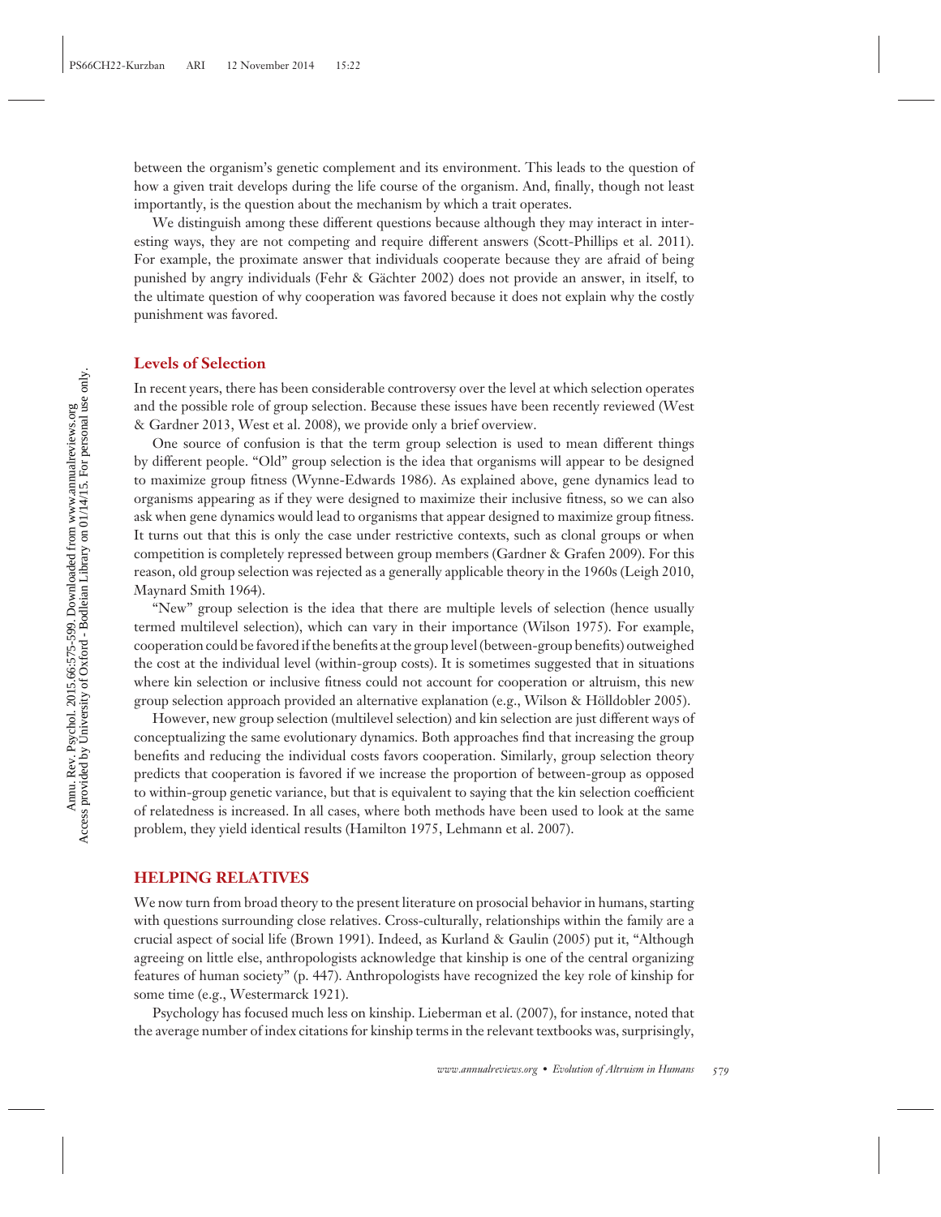between the organism's genetic complement and its environment. This leads to the question of how a given trait develops during the life course of the organism. And, finally, though not least importantly, is the question about the mechanism by which a trait operates.

We distinguish among these different questions because although they may interact in interesting ways, they are not competing and require different answers (Scott-Phillips et al. 2011). For example, the proximate answer that individuals cooperate because they are afraid of being punished by angry individuals (Fehr & Gächter 2002) does not provide an answer, in itself, to the ultimate question of why cooperation was favored because it does not explain why the costly punishment was favored.

## Levels of Selection

In recent years, there has been considerable controversy over the level at which selection operates and the possible role of group selection. Because these issues have been recently reviewed (West & Gardner 2013, West et al. 2008), we provide only a brief overview.

One source of confusion is that the term group selection is used to mean different things by different people. "Old" group selection is the idea that organisms will appear to be designed to maximize group fitness (Wynne-Edwards 1986). As explained above, gene dynamics lead to organisms appearing as if they were designed to maximize their inclusive fitness, so we can also ask when gene dynamics would lead to organisms that appear designed to maximize group fitness. It turns out that this is only the case under restrictive contexts, such as clonal groups or when competition is completely repressed between group members (Gardner & Grafen 2009). For this reason, old group selection was rejected as a generally applicable theory in the 1960s (Leigh 2010, Maynard Smith 1964).

"New" group selection is the idea that there are multiple levels of selection (hence usually termed multilevel selection), which can vary in their importance (Wilson 1975). For example, cooperation could be favored if the benefits at the group level (between-group benefits) outweighed the cost at the individual level (within-group costs). It is sometimes suggested that in situations where kin selection or inclusive fitness could not account for cooperation or altruism, this new group selection approach provided an alternative explanation (e.g., Wilson & Hölldobler 2005).

However, new group selection (multilevel selection) and kin selection are just different ways of conceptualizing the same evolutionary dynamics. Both approaches find that increasing the group benefits and reducing the individual costs favors cooperation. Similarly, group selection theory predicts that cooperation is favored if we increase the proportion of between-group as opposed to within-group genetic variance, but that is equivalent to saying that the kin selection coefficient of relatedness is increased. In all cases, where both methods have been used to look at the same problem, they yield identical results (Hamilton 1975, Lehmann et al. 2007).

# HELPING RELATIVES

We now turn from broad theory to the present literature on prosocial behavior in humans, starting with questions surrounding close relatives. Cross-culturally, relationships within the family are a crucial aspect of social life (Brown 1991). Indeed, as Kurland & Gaulin (2005) put it, "Although agreeing on little else, anthropologists acknowledge that kinship is one of the central organizing features of human society" (p. 447). Anthropologists have recognized the key role of kinship for some time (e.g., Westermarck 1921).

Psychology has focused much less on kinship. Lieberman et al. (2007), for instance, noted that the average number of index citations for kinship terms in the relevant textbooks was, surprisingly,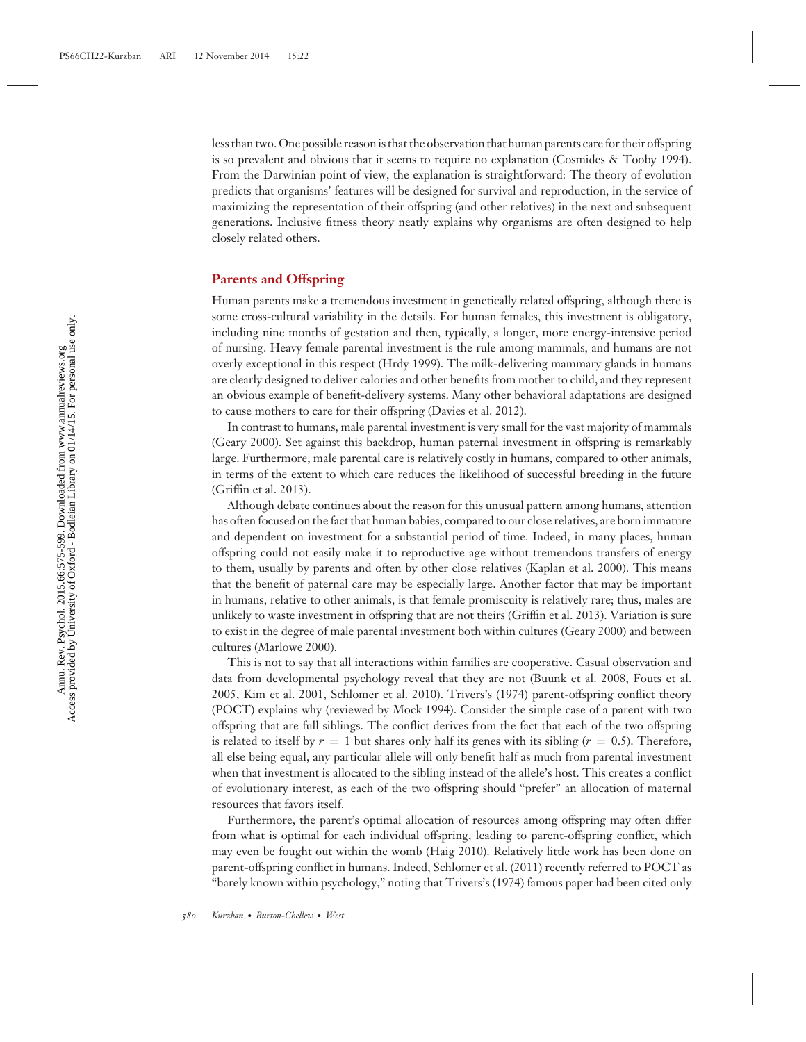less than two. One possible reason is that the observation that human parents care for their offspring is so prevalent and obvious that it seems to require no explanation (Cosmides & Tooby 1994). From the Darwinian point of view, the explanation is straightforward: The theory of evolution predicts that organisms' features will be designed for survival and reproduction, in the service of maximizing the representation of their offspring (and other relatives) in the next and subsequent generations. Inclusive fitness theory neatly explains why organisms are often designed to help closely related others.

## Parents and Offspring

Human parents make a tremendous investment in genetically related offspring, although there is some cross-cultural variability in the details. For human females, this investment is obligatory, including nine months of gestation and then, typically, a longer, more energy-intensive period of nursing. Heavy female parental investment is the rule among mammals, and humans are not overly exceptional in this respect (Hrdy 1999). The milk-delivering mammary glands in humans are clearly designed to deliver calories and other benefits from mother to child, and they represent an obvious example of benefit-delivery systems. Many other behavioral adaptations are designed to cause mothers to care for their offspring (Davies et al. 2012).

In contrast to humans, male parental investment is very small for the vast majority of mammals (Geary 2000). Set against this backdrop, human paternal investment in offspring is remarkably large. Furthermore, male parental care is relatively costly in humans, compared to other animals, in terms of the extent to which care reduces the likelihood of successful breeding in the future (Griffin et al. 2013).

Although debate continues about the reason for this unusual pattern among humans, attention has often focused on the fact that human babies, compared to our close relatives, are born immature and dependent on investment for a substantial period of time. Indeed, in many places, human offspring could not easily make it to reproductive age without tremendous transfers of energy to them, usually by parents and often by other close relatives (Kaplan et al. 2000). This means that the benefit of paternal care may be especially large. Another factor that may be important in humans, relative to other animals, is that female promiscuity is relatively rare; thus, males are unlikely to waste investment in offspring that are not theirs (Griffin et al. 2013). Variation is sure to exist in the degree of male parental investment both within cultures (Geary 2000) and between cultures (Marlowe 2000).

This is not to say that all interactions within families are cooperative. Casual observation and data from developmental psychology reveal that they are not (Buunk et al. 2008, Fouts et al. 2005, Kim et al. 2001, Schlomer et al. 2010). Trivers's (1974) parent-offspring conflict theory (POCT) explains why (reviewed by Mock 1994). Consider the simple case of a parent with two offspring that are full siblings. The conflict derives from the fact that each of the two offspring is related to itself by $r = 1$ but shares only half its genes with its sibling ($r = 0.5$). Therefore, all else being equal, any particular allele will only benefit half as much from parental investment when that investment is allocated to the sibling instead of the allele's host. This creates a conflict of evolutionary interest, as each of the two offspring should "prefer" an allocation of maternal resources that favors itself.

Furthermore, the parent's optimal allocation of resources among offspring may often differ from what is optimal for each individual offspring, leading to parent-offspring conflict, which may even be fought out within the womb (Haig 2010). Relatively little work has been done on parent-offspring conflict in humans. Indeed, Schlomer et al. (2011) recently referred to POCT as "barely known within psychology," noting that Trivers's (1974) famous paper had been cited only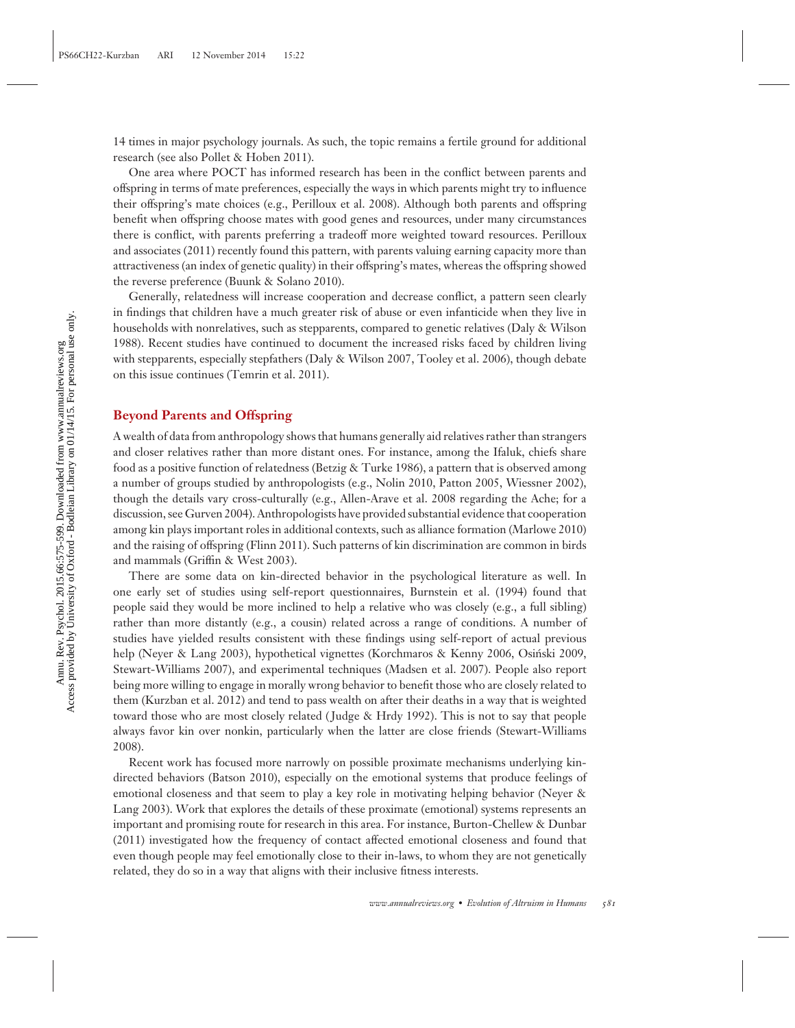14 times in major psychology journals. As such, the topic remains a fertile ground for additional research (see also Pollet & Hoben 2011).

One area where POCT has informed research has been in the conflict between parents and offspring in terms of mate preferences, especially the ways in which parents might try to influence their offspring's mate choices (e.g., Perilloux et al. 2008). Although both parents and offspring benefit when offspring choose mates with good genes and resources, under many circumstances there is conflict, with parents preferring a tradeoff more weighted toward resources. Perilloux and associates (2011) recently found this pattern, with parents valuing earning capacity more than attractiveness (an index of genetic quality) in their offspring's mates, whereas the offspring showed the reverse preference (Buunk & Solano 2010).

Generally, relatedness will increase cooperation and decrease conflict, a pattern seen clearly in findings that children have a much greater risk of abuse or even infanticide when they live in households with nonrelatives, such as stepparents, compared to genetic relatives (Daly & Wilson 1988). Recent studies have continued to document the increased risks faced by children living with stepparents, especially stepfathers (Daly & Wilson 2007, Tooley et al. 2006), though debate on this issue continues (Temrin et al. 2011).

### Beyond Parents and Offspring

A wealth of data from anthropology shows that humans generally aid relatives rather than strangers and closer relatives rather than more distant ones. For instance, among the Ifaluk, chiefs share food as a positive function of relatedness (Betzig & Turke 1986), a pattern that is observed among a number of groups studied by anthropologists (e.g., Nolin 2010, Patton 2005, Wiessner 2002), though the details vary cross-culturally (e.g., Allen-Arave et al. 2008 regarding the Ache; for a discussion, see Gurven 2004). Anthropologists have provided substantial evidence that cooperation among kin plays important roles in additional contexts, such as alliance formation (Marlowe 2010) and the raising of offspring (Flinn 2011). Such patterns of kin discrimination are common in birds and mammals (Griffin & West 2003).

There are some data on kin-directed behavior in the psychological literature as well. In one early set of studies using self-report questionnaires, Burnstein et al. (1994) found that people said they would be more inclined to help a relative who was closely (e.g., a full sibling) rather than more distantly (e.g., a cousin) related across a range of conditions. A number of studies have yielded results consistent with these findings using self-report of actual previous help (Neyer & Lang 2003), hypothetical vignettes (Korchmaros & Kenny 2006, Osiński 2009, Stewart-Williams 2007), and experimental techniques (Madsen et al. 2007). People also report being more willing to engage in morally wrong behavior to benefit those who are closely related to them (Kurzban et al. 2012) and tend to pass wealth on after their deaths in a way that is weighted toward those who are most closely related (Judge & Hrdy 1992). This is not to say that people always favor kin over nonkin, particularly when the latter are close friends (Stewart-Williams 2008).

Recent work has focused more narrowly on possible proximate mechanisms underlying kin-directed behaviors (Batson 2010), especially on the emotional systems that produce feelings of emotional closeness and that seem to play a key role in motivating helping behavior (Neyer & Lang 2003). Work that explores the details of these proximate (emotional) systems represents an important and promising route for research in this area. For instance, Burton-Chellew & Dunbar (2011) investigated how the frequency of contact affected emotional closeness and found that even though people may feel emotionally close to their in-laws, to whom they are not genetically related, they do so in a way that aligns with their inclusive fitness interests.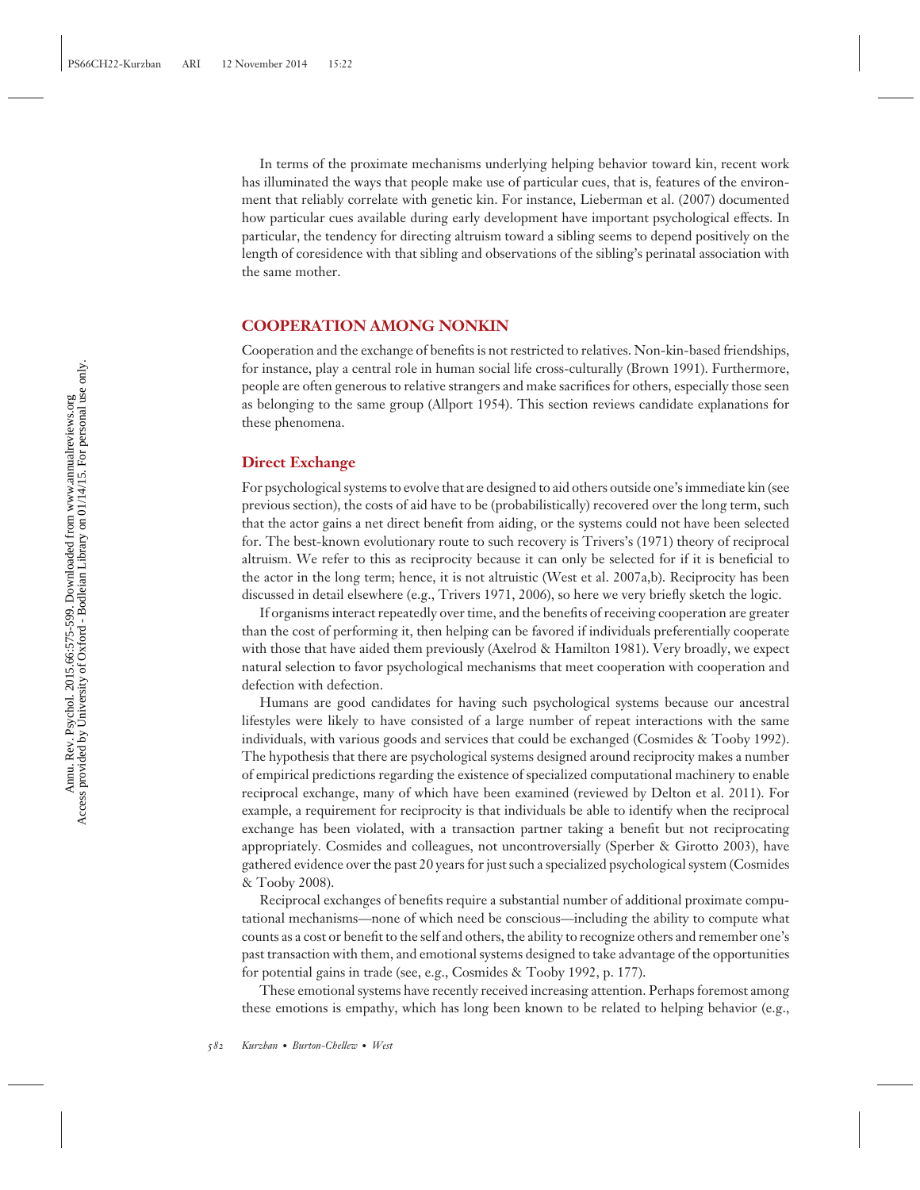In terms of the proximate mechanisms underlying helping behavior toward kin, recent work has illuminated the ways that people make use of particular cues, that is, features of the environment that reliably correlate with genetic kin. For instance, Lieberman et al. (2007) documented how particular cues available during early development have important psychological effects. In particular, the tendency for directing altruism toward a sibling seems to depend positively on the length of coresidence with that sibling and observations of the sibling's perinatal association with the same mother.

## COOPERATION AMONG NONKIN

Cooperation and the exchange of benefits is not restricted to relatives. Non-kin-based friendships, for instance, play a central role in human social life cross-culturally (Brown 1991). Furthermore, people are often generous to relative strangers and make sacrifices for others, especially those seen as belonging to the same group (Allport 1954). This section reviews candidate explanations for these phenomena.

### Direct Exchange

For psychological systems to evolve that are designed to aid others outside one's immediate kin (see previous section), the costs of aid have to be (probabilistically) recovered over the long term, such that the actor gains a net direct benefit from aiding, or the systems could not have been selected for. The best-known evolutionary route to such recovery is Trivers's (1971) theory of reciprocal altruism. We refer to this as reciprocity because it can only be selected for if it is beneficial to the actor in the long term; hence, it is not altruistic (West et al. 2007a,b). Reciprocity has been discussed in detail elsewhere (e.g., Trivers 1971, 2006), so here we very briefly sketch the logic.

If organisms interact repeatedly over time, and the benefits of receiving cooperation are greater than the cost of performing it, then helping can be favored if individuals preferentially cooperate with those that have aided them previously (Axelrod & Hamilton 1981). Very broadly, we expect natural selection to favor psychological mechanisms that meet cooperation with cooperation and defection with defection.

Humans are good candidates for having such psychological systems because our ancestral lifestyles were likely to have consisted of a large number of repeat interactions with the same individuals, with various goods and services that could be exchanged (Cosmides & Tooby 1992). The hypothesis that there are psychological systems designed around reciprocity makes a number of empirical predictions regarding the existence of specialized computational machinery to enable reciprocal exchange, many of which have been examined (reviewed by Delton et al. 2011). For example, a requirement for reciprocity is that individuals be able to identify when the reciprocal exchange has been violated, with a transaction partner taking a benefit but not reciprocating appropriately. Cosmides and colleagues, not uncontroversially (Sperber & Girotto 2003), have gathered evidence over the past 20 years for just such a specialized psychological system (Cosmides & Tooby 2008).

Reciprocal exchanges of benefits require a substantial number of additional proximate computational mechanisms—none of which need be conscious—including the ability to compute what counts as a cost or benefit to the self and others, the ability to recognize others and remember one's past transaction with them, and emotional systems designed to take advantage of the opportunities for potential gains in trade (see, e.g., Cosmides & Tooby 1992, p. 177).

These emotional systems have recently received increasing attention. Perhaps foremost among these emotions is empathy, which has long been known to be related to helping behavior (e.g.,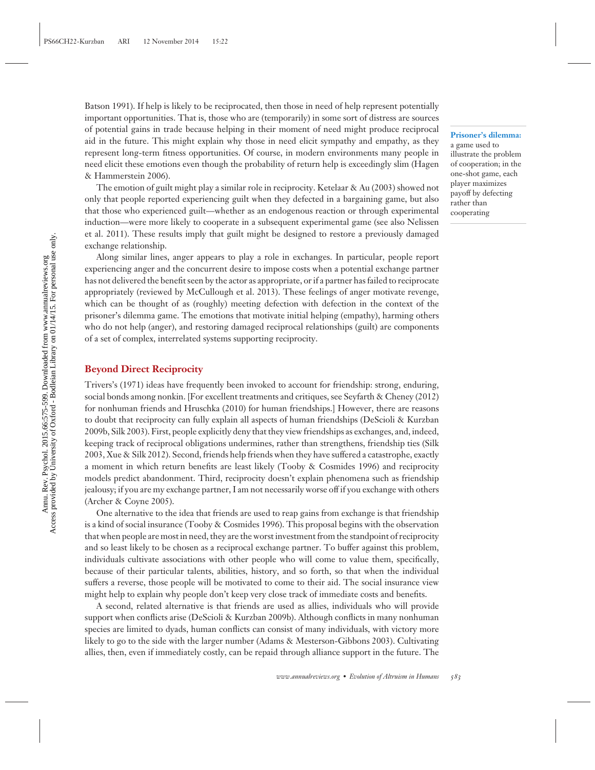Batson 1991). If help is likely to be reciprocated, then those in need of help represent potentially important opportunities. That is, those who are (temporarily) in some sort of distress are sources of potential gains in trade because helping in their moment of need might produce reciprocal aid in the future. This might explain why those in need elicit sympathy and empathy, as they represent long-term fitness opportunities. Of course, in modern environments many people in need elicit these emotions even though the probability of return help is exceedingly slim (Hagen & Hammerstein 2006).

The emotion of guilt might play a similar role in reciprocity. Ketelaar & Au (2003) showed not only that people reported experiencing guilt when they defected in a bargaining game, but also that those who experienced guilt—whether as an endogenous reaction or through experimental induction—were more likely to cooperate in a subsequent experimental game (see also Nelissen et al. 2011). These results imply that guilt might be designed to restore a previously damaged exchange relationship.

Along similar lines, anger appears to play a role in exchanges. In particular, people report experiencing anger and the concurrent desire to impose costs when a potential exchange partner has not delivered the benefit seen by the actor as appropriate, or if a partner has failed to reciprocate appropriately (reviewed by McCullough et al. 2013). These feelings of anger motivate revenge, which can be thought of as (roughly) meeting defection with defection in the context of the prisoner's dilemma game. The emotions that motivate initial helping (empathy), harming others who do not help (anger), and restoring damaged reciprocal relationships (guilt) are components of a set of complex, interrelated systems supporting reciprocity.

**Prisoner's dilemma:** a game used to illustrate the problem of cooperation; in the one-shot game, each player maximizes payoff by defecting rather than cooperating

## Beyond Direct Reciprocity

Trivers's (1971) ideas have frequently been invoked to account for friendship: strong, enduring, social bonds among nonkin. [For excellent treatments and critiques, see Seyfarth & Cheney (2012) for nonhuman friends and Hruschka (2010) for human friendships.] However, there are reasons to doubt that reciprocity can fully explain all aspects of human friendships (DeScioli & Kurzban 2009b, Silk 2003). First, people explicitly deny that they view friendships as exchanges, and, indeed, keeping track of reciprocal obligations undermines, rather than strengthens, friendship ties (Silk 2003, Xue & Silk 2012). Second, friends help friends when they have suffered a catastrophe, exactly a moment in which return benefits are least likely (Tooby & Cosmides 1996) and reciprocity models predict abandonment. Third, reciprocity doesn't explain phenomena such as friendship jealousy; if you are my exchange partner, I am not necessarily worse off if you exchange with others (Archer & Coyne 2005).

One alternative to the idea that friends are used to reap gains from exchange is that friendship is a kind of social insurance (Tooby & Cosmides 1996). This proposal begins with the observation that when people are most in need, they are the worst investment from the standpoint of reciprocity and so least likely to be chosen as a reciprocal exchange partner. To buffer against this problem, individuals cultivate associations with other people who will come to value them, specifically, because of their particular talents, abilities, history, and so forth, so that when the individual suffers a reverse, those people will be motivated to come to their aid. The social insurance view might help to explain why people don't keep very close track of immediate costs and benefits.

A second, related alternative is that friends are used as allies, individuals who will provide support when conflicts arise (DeScioli & Kurzban 2009b). Although conflicts in many nonhuman species are limited to dyads, human conflicts can consist of many individuals, with victory more likely to go to the side with the larger number (Adams & Mesterson-Gibbons 2003). Cultivating allies, then, even if immediately costly, can be repaid through alliance support in the future. The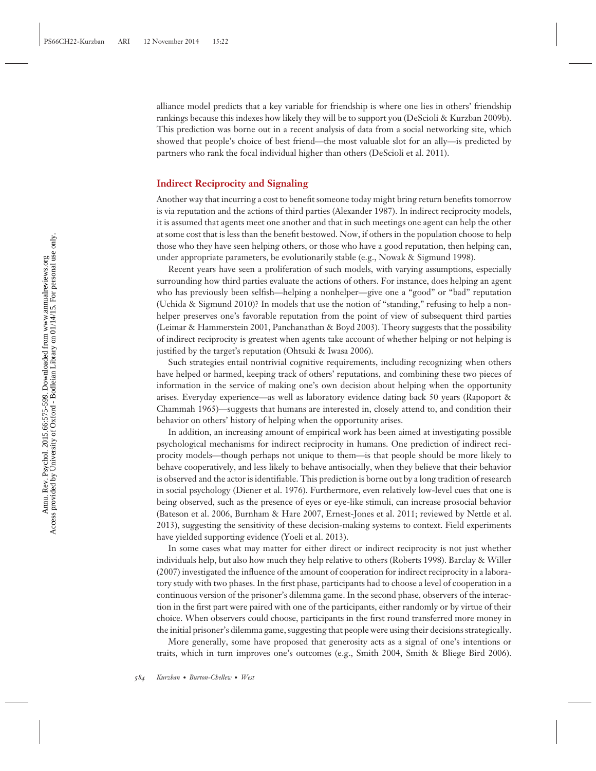alliance model predicts that a key variable for friendship is where one lies in others' friendship rankings because this indexes how likely they will be to support you (DeScioli & Kurzban 2009b). This prediction was borne out in a recent analysis of data from a social networking site, which showed that people's choice of best friend—the most valuable slot for an ally—is predicted by partners who rank the focal individual higher than others (DeScioli et al. 2011).

## Indirect Reciprocity and Signaling

Another way that incurring a cost to benefit someone today might bring return benefits tomorrow is via reputation and the actions of third parties (Alexander 1987). In indirect reciprocity models, it is assumed that agents meet one another and that in such meetings one agent can help the other at some cost that is less than the benefit bestowed. Now, if others in the population choose to help those who they have seen helping others, or those who have a good reputation, then helping can, under appropriate parameters, be evolutionarily stable (e.g., Nowak & Sigmund 1998).

Recent years have seen a proliferation of such models, with varying assumptions, especially surrounding how third parties evaluate the actions of others. For instance, does helping an agent who has previously been selfish—helping a nonhelper—give one a "good" or "bad" reputation (Uchida & Sigmund 2010)? In models that use the notion of "standing," refusing to help a nonhelper preserves one's favorable reputation from the point of view of subsequent third parties (Leimar & Hammerstein 2001, Panchanathan & Boyd 2003). Theory suggests that the possibility of indirect reciprocity is greatest when agents take account of whether helping or not helping is justified by the target's reputation (Ohtsuki & Iwasa 2006).

Such strategies entail nontrivial cognitive requirements, including recognizing when others have helped or harmed, keeping track of others' reputations, and combining these two pieces of information in the service of making one's own decision about helping when the opportunity arises. Everyday experience—as well as laboratory evidence dating back 50 years (Rapoport & Chammah 1965)—suggests that humans are interested in, closely attend to, and condition their behavior on others' history of helping when the opportunity arises.

In addition, an increasing amount of empirical work has been aimed at investigating possible psychological mechanisms for indirect reciprocity in humans. One prediction of indirect reciprocity models—though perhaps not unique to them—is that people should be more likely to behave cooperatively, and less likely to behave antisocially, when they believe that their behavior is observed and the actor is identifiable. This prediction is borne out by a long tradition of research in social psychology (Diener et al. 1976). Furthermore, even relatively low-level cues that one is being observed, such as the presence of eyes or eye-like stimuli, can increase prosocial behavior (Bateson et al. 2006, Burnham & Hare 2007, Ernest-Jones et al. 2011; reviewed by Nettle et al. 2013), suggesting the sensitivity of these decision-making systems to context. Field experiments have yielded supporting evidence (Yoeli et al. 2013).

In some cases what may matter for either direct or indirect reciprocity is not just whether individuals help, but also how much they help relative to others (Roberts 1998). Barclay & Willer (2007) investigated the influence of the amount of cooperation for indirect reciprocity in a laboratory study with two phases. In the first phase, participants had to choose a level of cooperation in a continuous version of the prisoner's dilemma game. In the second phase, observers of the interaction in the first part were paired with one of the participants, either randomly or by virtue of their choice. When observers could choose, participants in the first round transferred more money in the initial prisoner's dilemma game, suggesting that people were using their decisions strategically.

More generally, some have proposed that generosity acts as a signal of one's intentions or traits, which in turn improves one's outcomes (e.g., Smith 2004, Smith & Bliege Bird 2006).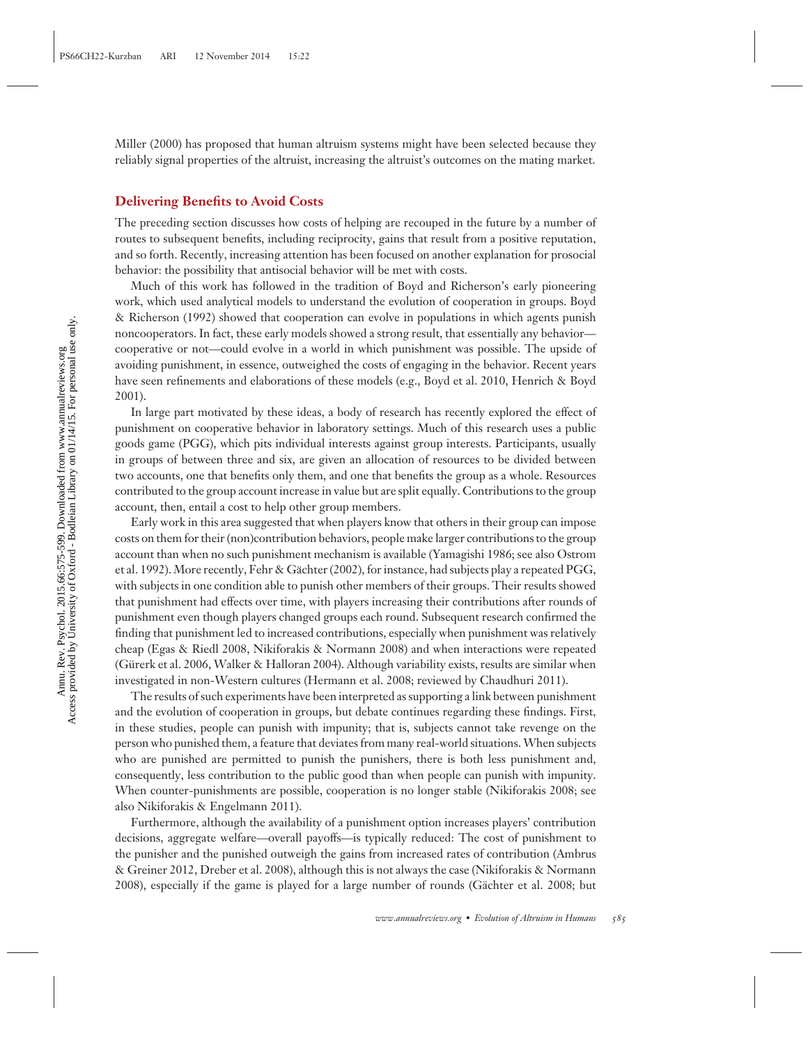Miller (2000) has proposed that human altruism systems might have been selected because they reliably signal properties of the altruist, increasing the altruist's outcomes on the mating market.

## Delivering Benefits to Avoid Costs

The preceding section discusses how costs of helping are recouped in the future by a number of routes to subsequent benefits, including reciprocity, gains that result from a positive reputation, and so forth. Recently, increasing attention has been focused on another explanation for prosocial behavior: the possibility that antisocial behavior will be met with costs.

Much of this work has followed in the tradition of Boyd and Richerson's early pioneering work, which used analytical models to understand the evolution of cooperation in groups. Boyd & Richerson (1992) showed that cooperation can evolve in populations in which agents punish noncooperators. In fact, these early models showed a strong result, that essentially any behavior—cooperative or not—could evolve in a world in which punishment was possible. The upside of avoiding punishment, in essence, outweighed the costs of engaging in the behavior. Recent years have seen refinements and elaborations of these models (e.g., Boyd et al. 2010, Henrich & Boyd 2001).

In large part motivated by these ideas, a body of research has recently explored the effect of punishment on cooperative behavior in laboratory settings. Much of this research uses a public goods game (PGG), which pits individual interests against group interests. Participants, usually in groups of between three and six, are given an allocation of resources to be divided between two accounts, one that benefits only them, and one that benefits the group as a whole. Resources contributed to the group account increase in value but are split equally. Contributions to the group account, then, entail a cost to help other group members.

Early work in this area suggested that when players know that others in their group can impose costs on them for their (non)contribution behaviors, people make larger contributions to the group account than when no such punishment mechanism is available (Yamagishi 1986; see also Ostrom et al. 1992). More recently, Fehr & Gächter (2002), for instance, had subjects play a repeated PGG, with subjects in one condition able to punish other members of their groups. Their results showed that punishment had effects over time, with players increasing their contributions after rounds of punishment even though players changed groups each round. Subsequent research confirmed the finding that punishment led to increased contributions, especially when punishment was relatively cheap (Egas & Riedl 2008, Nikiforakis & Normann 2008) and when interactions were repeated (Gürerk et al. 2006, Walker & Halloran 2004). Although variability exists, results are similar when investigated in non-Western cultures (Hermann et al. 2008; reviewed by Chaudhuri 2011).

The results of such experiments have been interpreted as supporting a link between punishment and the evolution of cooperation in groups, but debate continues regarding these findings. First, in these studies, people can punish with impunity; that is, subjects cannot take revenge on the person who punished them, a feature that deviates from many real-world situations. When subjects who are punished are permitted to punish the punishers, there is both less punishment and, consequently, less contribution to the public good than when people can punish with impunity. When counter-punishments are possible, cooperation is no longer stable (Nikiforakis 2008; see also Nikiforakis & Engelmann 2011).

Furthermore, although the availability of a punishment option increases players' contribution decisions, aggregate welfare—overall payoffs—is typically reduced: The cost of punishment to the punisher and the punished outweigh the gains from increased rates of contribution (Ambrus & Greiner 2012, Dreber et al. 2008), although this is not always the case (Nikiforakis & Normann 2008), especially if the game is played for a large number of rounds (Gächter et al. 2008; but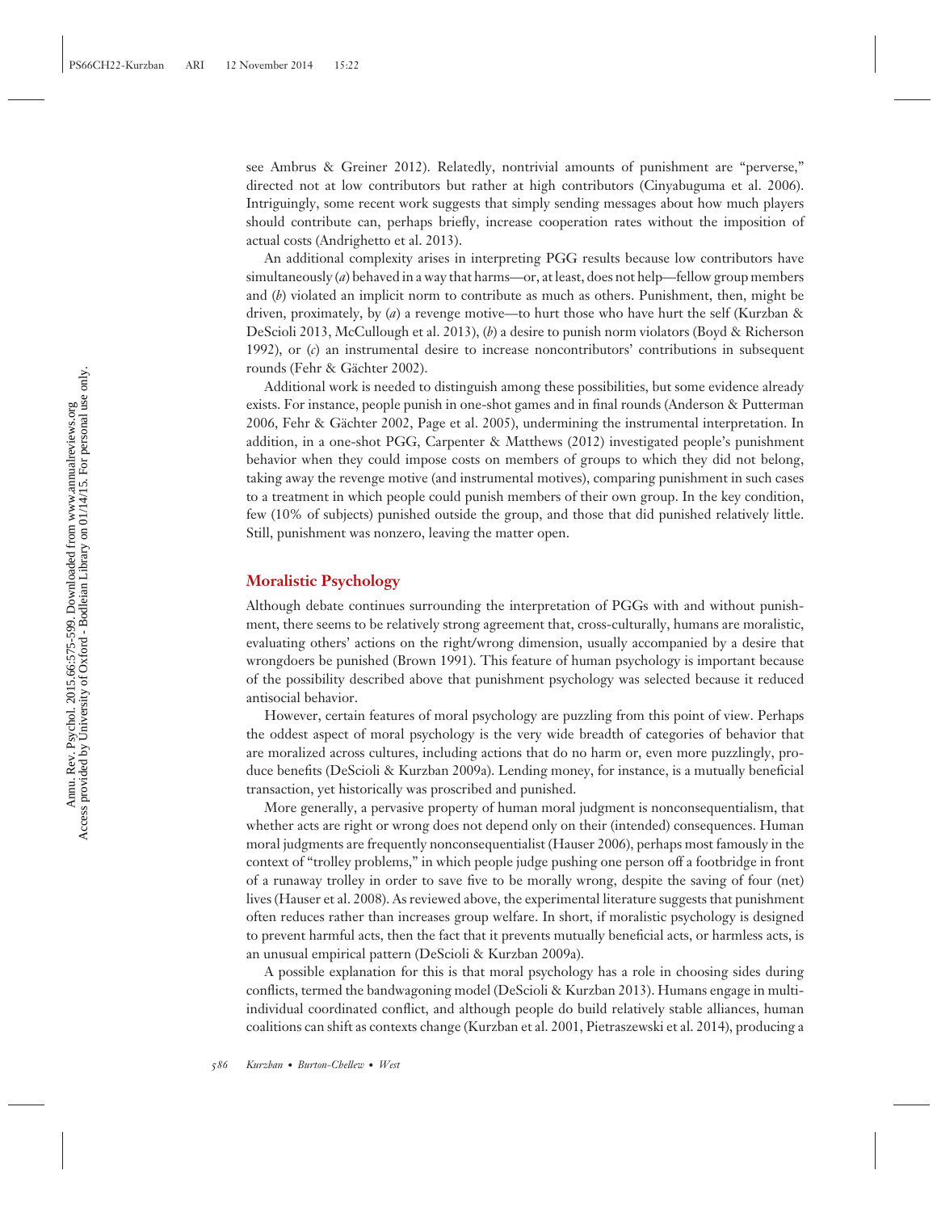see Ambrus & Greiner 2012). Relatedly, nontrivial amounts of punishment are "perverse," directed not at low contributors but rather at high contributors (Cinyabuguma et al. 2006). Intriguingly, some recent work suggests that simply sending messages about how much players should contribute can, perhaps briefly, increase cooperation rates without the imposition of actual costs (Andrighetto et al. 2013).

An additional complexity arises in interpreting PGG results because low contributors have simultaneously (*a*) behaved in a way that harms—or, at least, does not help—fellow group members and (*b*) violated an implicit norm to contribute as much as others. Punishment, then, might be driven, proximately, by (*a*) a revenge motive—to hurt those who have hurt the self (Kurzban & DeScioli 2013, McCullough et al. 2013), (*b*) a desire to punish norm violators (Boyd & Richerson 1992), or (*c*) an instrumental desire to increase noncontributors' contributions in subsequent rounds (Fehr & Gächter 2002).

Additional work is needed to distinguish among these possibilities, but some evidence already exists. For instance, people punish in one-shot games and in final rounds (Anderson & Putterman 2006, Fehr & Gächter 2002, Page et al. 2005), undermining the instrumental interpretation. In addition, in a one-shot PGG, Carpenter & Matthews (2012) investigated people's punishment behavior when they could impose costs on members of groups to which they did not belong, taking away the revenge motive (and instrumental motives), comparing punishment in such cases to a treatment in which people could punish members of their own group. In the key condition, few (10% of subjects) punished outside the group, and those that did punished relatively little. Still, punishment was nonzero, leaving the matter open.

## Moralistic Psychology

Although debate continues surrounding the interpretation of PGGs with and without punishment, there seems to be relatively strong agreement that, cross-culturally, humans are moralistic, evaluating others' actions on the right/wrong dimension, usually accompanied by a desire that wrongdoers be punished (Brown 1991). This feature of human psychology is important because of the possibility described above that punishment psychology was selected because it reduced antisocial behavior.

However, certain features of moral psychology are puzzling from this point of view. Perhaps the oddest aspect of moral psychology is the very wide breadth of categories of behavior that are moralized across cultures, including actions that do no harm or, even more puzzlingly, produce benefits (DeScioli & Kurzban 2009a). Lending money, for instance, is a mutually beneficial transaction, yet historically was proscribed and punished.

More generally, a pervasive property of human moral judgment is nonconsequentialism, that whether acts are right or wrong does not depend only on their (intended) consequences. Human moral judgments are frequently nonconsequentialist (Hauser 2006), perhaps most famously in the context of "trolley problems," in which people judge pushing one person off a footbridge in front of a runaway trolley in order to save five to be morally wrong, despite the saving of four (net) lives (Hauser et al. 2008). As reviewed above, the experimental literature suggests that punishment often reduces rather than increases group welfare. In short, if moralistic psychology is designed to prevent harmful acts, then the fact that it prevents mutually beneficial acts, or harmless acts, is an unusual empirical pattern (DeScioli & Kurzban 2009a).

A possible explanation for this is that moral psychology has a role in choosing sides during conflicts, termed the bandwagoning model (DeScioli & Kurzban 2013). Humans engage in multi-individual coordinated conflict, and although people do build relatively stable alliances, human coalitions can shift as contexts change (Kurzban et al. 2001, Pietraszewski et al. 2014), producing a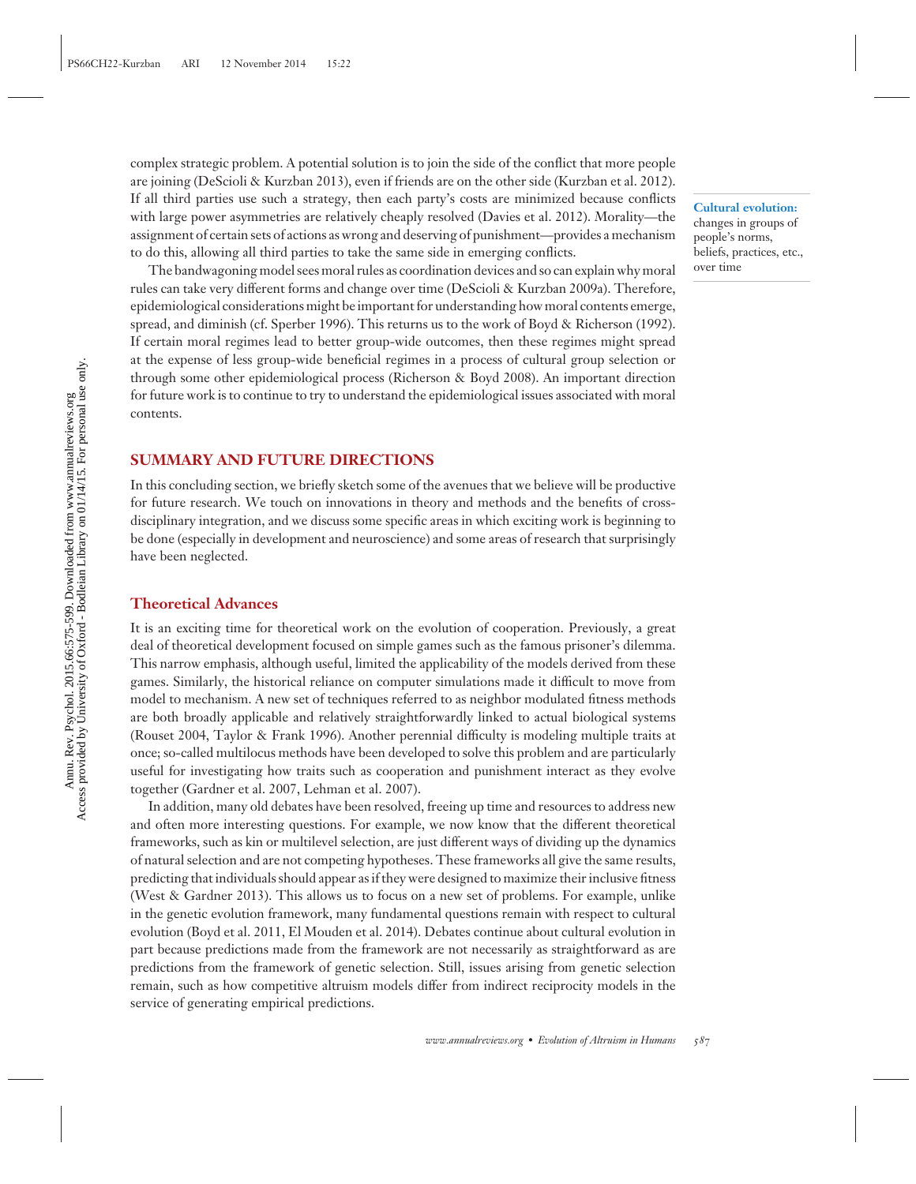complex strategic problem. A potential solution is to join the side of the conflict that more people are joining (DeScioli & Kurzban 2013), even if friends are on the other side (Kurzban et al. 2012). If all third parties use such a strategy, then each party's costs are minimized because conflicts with large power asymmetries are relatively cheaply resolved (Davies et al. 2012). Morality—the assignment of certain sets of actions as wrong and deserving of punishment—provides a mechanism to do this, allowing all third parties to take the same side in emerging conflicts.

**Cultural evolution:** changes in groups of people's norms, beliefs, practices, etc., over time

The bandwagoning model sees moral rules as coordination devices and so can explain why moral rules can take very different forms and change over time (DeScioli & Kurzban 2009a). Therefore, epidemiological considerations might be important for understanding how moral contents emerge, spread, and diminish (cf. Sperber 1996). This returns us to the work of Boyd & Richerson (1992). If certain moral regimes lead to better group-wide outcomes, then these regimes might spread at the expense of less group-wide beneficial regimes in a process of cultural group selection or through some other epidemiological process (Richerson & Boyd 2008). An important direction for future work is to continue to try to understand the epidemiological issues associated with moral contents.

## SUMMARY AND FUTURE DIRECTIONS

In this concluding section, we briefly sketch some of the avenues that we believe will be productive for future research. We touch on innovations in theory and methods and the benefits of cross-disciplinary integration, and we discuss some specific areas in which exciting work is beginning to be done (especially in development and neuroscience) and some areas of research that surprisingly have been neglected.

### Theoretical Advances

It is an exciting time for theoretical work on the evolution of cooperation. Previously, a great deal of theoretical development focused on simple games such as the famous prisoner's dilemma. This narrow emphasis, although useful, limited the applicability of the models derived from these games. Similarly, the historical reliance on computer simulations made it difficult to move from model to mechanism. A new set of techniques referred to as neighbor modulated fitness methods are both broadly applicable and relatively straightforwardly linked to actual biological systems (Rouset 2004, Taylor & Frank 1996). Another perennial difficulty is modeling multiple traits at once; so-called multilocus methods have been developed to solve this problem and are particularly useful for investigating how traits such as cooperation and punishment interact as they evolve together (Gardner et al. 2007, Lehman et al. 2007).

In addition, many old debates have been resolved, freeing up time and resources to address new and often more interesting questions. For example, we now know that the different theoretical frameworks, such as kin or multilevel selection, are just different ways of dividing up the dynamics of natural selection and are not competing hypotheses. These frameworks all give the same results, predicting that individuals should appear as if they were designed to maximize their inclusive fitness (West & Gardner 2013). This allows us to focus on a new set of problems. For example, unlike in the genetic evolution framework, many fundamental questions remain with respect to cultural evolution (Boyd et al. 2011, El Mouden et al. 2014). Debates continue about cultural evolution in part because predictions made from the framework are not necessarily as straightforward as are predictions from the framework of genetic selection. Still, issues arising from genetic selection remain, such as how competitive altruism models differ from indirect reciprocity models in the service of generating empirical predictions.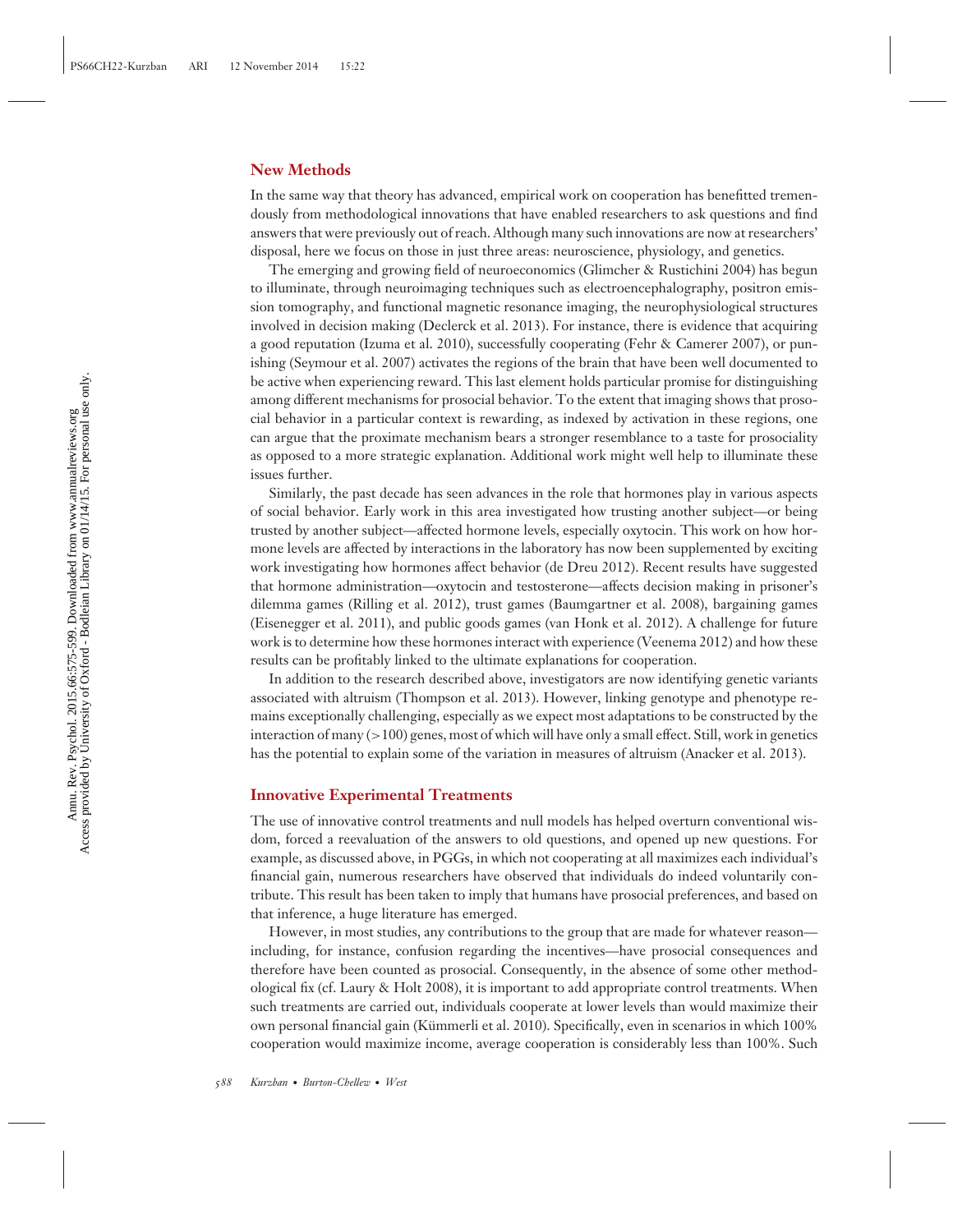## New Methods

In the same way that theory has advanced, empirical work on cooperation has benefitted tremendously from methodological innovations that have enabled researchers to ask questions and find answers that were previously out of reach. Although many such innovations are now at researchers' disposal, here we focus on those in just three areas: neuroscience, physiology, and genetics.

The emerging and growing field of neuroeconomics (Glimcher & Rustichini 2004) has begun to illuminate, through neuroimaging techniques such as electroencephalography, positron emission tomography, and functional magnetic resonance imaging, the neurophysiological structures involved in decision making (Declerck et al. 2013). For instance, there is evidence that acquiring a good reputation (Izuma et al. 2010), successfully cooperating (Fehr & Camerer 2007), or punishing (Seymour et al. 2007) activates the regions of the brain that have been well documented to be active when experiencing reward. This last element holds particular promise for distinguishing among different mechanisms for prosocial behavior. To the extent that imaging shows that prosocial behavior in a particular context is rewarding, as indexed by activation in these regions, one can argue that the proximate mechanism bears a stronger resemblance to a taste for prosociality as opposed to a more strategic explanation. Additional work might well help to illuminate these issues further.

Similarly, the past decade has seen advances in the role that hormones play in various aspects of social behavior. Early work in this area investigated how trusting another subject—or being trusted by another subject—affected hormone levels, especially oxytocin. This work on how hormone levels are affected by interactions in the laboratory has now been supplemented by exciting work investigating how hormones affect behavior (de Dreu 2012). Recent results have suggested that hormone administration—oxytocin and testosterone—affects decision making in prisoner's dilemma games (Rilling et al. 2012), trust games (Baumgartner et al. 2008), bargaining games (Eisenegger et al. 2011), and public goods games (van Honk et al. 2012). A challenge for future work is to determine how these hormones interact with experience (Veenema 2012) and how these results can be profitably linked to the ultimate explanations for cooperation.

In addition to the research described above, investigators are now identifying genetic variants associated with altruism (Thompson et al. 2013). However, linking genotype and phenotype remains exceptionally challenging, especially as we expect most adaptations to be constructed by the interaction of many (>100) genes, most of which will have only a small effect. Still, work in genetics has the potential to explain some of the variation in measures of altruism (Anacker et al. 2013).

## Innovative Experimental Treatments

The use of innovative control treatments and null models has helped overturn conventional wisdom, forced a reevaluation of the answers to old questions, and opened up new questions. For example, as discussed above, in PGGs, in which not cooperating at all maximizes each individual's financial gain, numerous researchers have observed that individuals do indeed voluntarily contribute. This result has been taken to imply that humans have prosocial preferences, and based on that inference, a huge literature has emerged.

However, in most studies, any contributions to the group that are made for whatever reason—including, for instance, confusion regarding the incentives—have prosocial consequences and therefore have been counted as prosocial. Consequently, in the absence of some other methodological fix (cf. Laury & Holt 2008), it is important to add appropriate control treatments. When such treatments are carried out, individuals cooperate at lower levels than would maximize their own personal financial gain (Kümmerli et al. 2010). Specifically, even in scenarios in which 100% cooperation would maximize income, average cooperation is considerably less than 100%. Such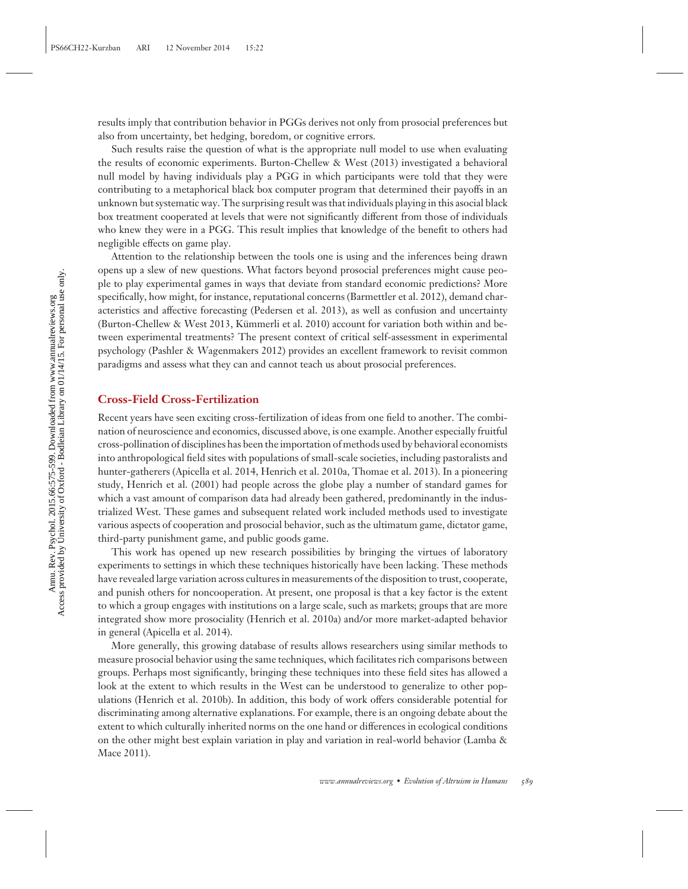results imply that contribution behavior in PGGs derives not only from prosocial preferences but also from uncertainty, bet hedging, boredom, or cognitive errors.

Such results raise the question of what is the appropriate null model to use when evaluating the results of economic experiments. Burton-Chellew & West (2013) investigated a behavioral null model by having individuals play a PGG in which participants were told that they were contributing to a metaphorical black box computer program that determined their payoffs in an unknown but systematic way. The surprising result was that individuals playing in this asocial black box treatment cooperated at levels that were not significantly different from those of individuals who knew they were in a PGG. This result implies that knowledge of the benefit to others had negligible effects on game play.

Attention to the relationship between the tools one is using and the inferences being drawn opens up a slew of new questions. What factors beyond prosocial preferences might cause people to play experimental games in ways that deviate from standard economic predictions? More specifically, how might, for instance, reputational concerns (Barmettler et al. 2012), demand characteristics and affective forecasting (Pedersen et al. 2013), as well as confusion and uncertainty (Burton-Chellew & West 2013, Kümmerli et al. 2010) account for variation both within and between experimental treatments? The present context of critical self-assessment in experimental psychology (Pashler & Wagenmakers 2012) provides an excellent framework to revisit common paradigms and assess what they can and cannot teach us about prosocial preferences.

## Cross-Field Cross-Fertilization

Recent years have seen exciting cross-fertilization of ideas from one field to another. The combination of neuroscience and economics, discussed above, is one example. Another especially fruitful cross-pollination of disciplines has been the importation of methods used by behavioral economists into anthropological field sites with populations of small-scale societies, including pastoralists and hunter-gatherers (Apicella et al. 2014, Henrich et al. 2010a, Thomae et al. 2013). In a pioneering study, Henrich et al. (2001) had people across the globe play a number of standard games for which a vast amount of comparison data had already been gathered, predominantly in the industrialized West. These games and subsequent related work included methods used to investigate various aspects of cooperation and prosocial behavior, such as the ultimatum game, dictator game, third-party punishment game, and public goods game.

This work has opened up new research possibilities by bringing the virtues of laboratory experiments to settings in which these techniques historically have been lacking. These methods have revealed large variation across cultures in measurements of the disposition to trust, cooperate, and punish others for noncooperation. At present, one proposal is that a key factor is the extent to which a group engages with institutions on a large scale, such as markets; groups that are more integrated show more prosociality (Henrich et al. 2010a) and/or more market-adapted behavior in general (Apicella et al. 2014).

More generally, this growing database of results allows researchers using similar methods to measure prosocial behavior using the same techniques, which facilitates rich comparisons between groups. Perhaps most significantly, bringing these techniques into these field sites has allowed a look at the extent to which results in the West can be understood to generalize to other populations (Henrich et al. 2010b). In addition, this body of work offers considerable potential for discriminating among alternative explanations. For example, there is an ongoing debate about the extent to which culturally inherited norms on the one hand or differences in ecological conditions on the other might best explain variation in play and variation in real-world behavior (Lamba & Mace 2011).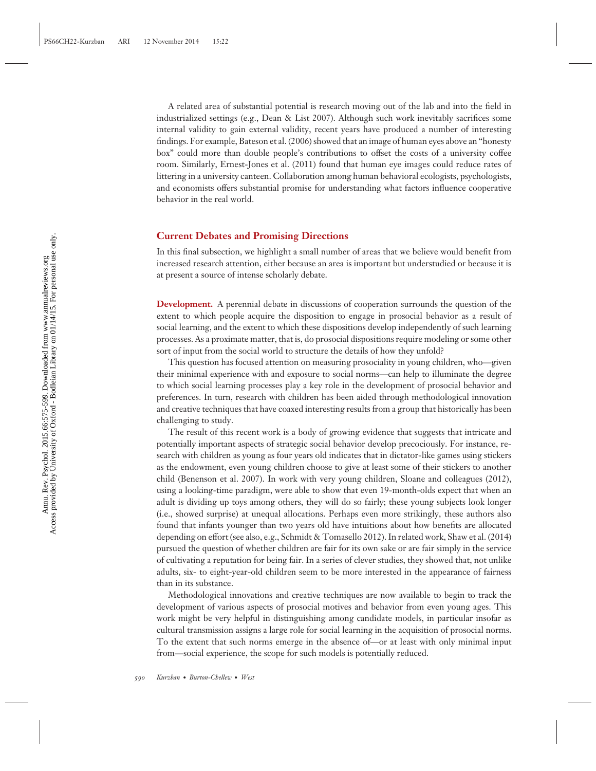A related area of substantial potential is research moving out of the lab and into the field in industrialized settings (e.g., Dean & List 2007). Although such work inevitably sacrifices some internal validity to gain external validity, recent years have produced a number of interesting findings. For example, Bateson et al. (2006) showed that an image of human eyes above an "honesty box" could more than double people's contributions to offset the costs of a university coffee room. Similarly, Ernest-Jones et al. (2011) found that human eye images could reduce rates of littering in a university canteen. Collaboration among human behavioral ecologists, psychologists, and economists offers substantial promise for understanding what factors influence cooperative behavior in the real world.

## Current Debates and Promising Directions

In this final subsection, we highlight a small number of areas that we believe would benefit from increased research attention, either because an area is important but understudied or because it is at present a source of intense scholarly debate.

**Development.** A perennial debate in discussions of cooperation surrounds the question of the extent to which people acquire the disposition to engage in prosocial behavior as a result of social learning, and the extent to which these dispositions develop independently of such learning processes. As a proximate matter, that is, do prosocial dispositions require modeling or some other sort of input from the social world to structure the details of how they unfold?

This question has focused attention on measuring prosociality in young children, who—given their minimal experience with and exposure to social norms—can help to illuminate the degree to which social learning processes play a key role in the development of prosocial behavior and preferences. In turn, research with children has been aided through methodological innovation and creative techniques that have coaxed interesting results from a group that historically has been challenging to study.

The result of this recent work is a body of growing evidence that suggests that intricate and potentially important aspects of strategic social behavior develop precociously. For instance, research with children as young as four years old indicates that in dictator-like games using stickers as the endowment, even young children choose to give at least some of their stickers to another child (Benenson et al. 2007). In work with very young children, Sloane and colleagues (2012), using a looking-time paradigm, were able to show that even 19-month-olds expect that when an adult is dividing up toys among others, they will do so fairly; these young subjects look longer (i.e., showed surprise) at unequal allocations. Perhaps even more strikingly, these authors also found that infants younger than two years old have intuitions about how benefits are allocated depending on effort (see also, e.g., Schmidt & Tomasello 2012). In related work, Shaw et al. (2014) pursued the question of whether children are fair for its own sake or are fair simply in the service of cultivating a reputation for being fair. In a series of clever studies, they showed that, not unlike adults, six- to eight-year-old children seem to be more interested in the appearance of fairness than in its substance.

Methodological innovations and creative techniques are now available to begin to track the development of various aspects of prosocial motives and behavior from even young ages. This work might be very helpful in distinguishing among candidate models, in particular insofar as cultural transmission assigns a large role for social learning in the acquisition of prosocial norms. To the extent that such norms emerge in the absence of—or at least with only minimal input from—social experience, the scope for such models is potentially reduced.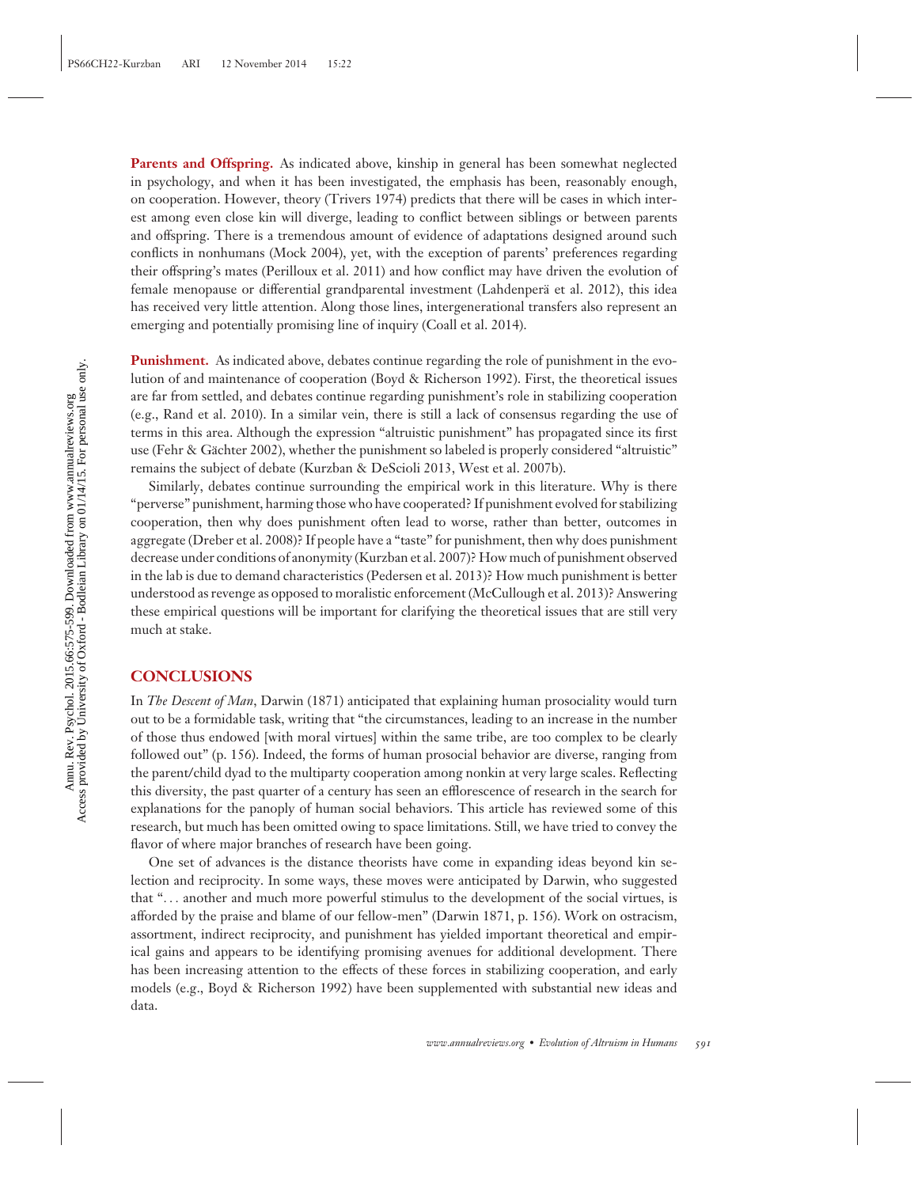**Parents and Offspring.** As indicated above, kinship in general has been somewhat neglected in psychology, and when it has been investigated, the emphasis has been, reasonably enough, on cooperation. However, theory (Trivers 1974) predicts that there will be cases in which interest among even close kin will diverge, leading to conflict between siblings or between parents and offspring. There is a tremendous amount of evidence of adaptations designed around such conflicts in nonhumans (Mock 2004), yet, with the exception of parents' preferences regarding their offspring's mates (Perilloux et al. 2011) and how conflict may have driven the evolution of female menopause or differential grandparental investment (Lahdenperä et al. 2012), this idea has received very little attention. Along those lines, intergenerational transfers also represent an emerging and potentially promising line of inquiry (Coall et al. 2014).

**Punishment.** As indicated above, debates continue regarding the role of punishment in the evolution of and maintenance of cooperation (Boyd & Richerson 1992). First, the theoretical issues are far from settled, and debates continue regarding punishment's role in stabilizing cooperation (e.g., Rand et al. 2010). In a similar vein, there is still a lack of consensus regarding the use of terms in this area. Although the expression "altruistic punishment" has propagated since its first use (Fehr & Gächter 2002), whether the punishment so labeled is properly considered "altruistic" remains the subject of debate (Kurzban & DeScioli 2013, West et al. 2007b).

Similarly, debates continue surrounding the empirical work in this literature. Why is there "perverse" punishment, harming those who have cooperated? If punishment evolved for stabilizing cooperation, then why does punishment often lead to worse, rather than better, outcomes in aggregate (Dreber et al. 2008)? If people have a "taste" for punishment, then why does punishment decrease under conditions of anonymity (Kurzban et al. 2007)? How much of punishment observed in the lab is due to demand characteristics (Pedersen et al. 2013)? How much punishment is better understood as revenge as opposed to moralistic enforcement (McCullough et al. 2013)? Answering these empirical questions will be important for clarifying the theoretical issues that are still very much at stake.

## CONCLUSIONS

In *The Descent of Man*, Darwin (1871) anticipated that explaining human prosociality would turn out to be a formidable task, writing that "the circumstances, leading to an increase in the number of those thus endowed [with moral virtues] within the same tribe, are too complex to be clearly followed out" (p. 156). Indeed, the forms of human prosocial behavior are diverse, ranging from the parent/child dyad to the multiparty cooperation among nonkin at very large scales. Reflecting this diversity, the past quarter of a century has seen an efflorescence of research in the search for explanations for the panoply of human social behaviors. This article has reviewed some of this research, but much has been omitted owing to space limitations. Still, we have tried to convey the flavor of where major branches of research have been going.

One set of advances is the distance theorists have come in expanding ideas beyond kin selection and reciprocity. In some ways, these moves were anticipated by Darwin, who suggested that "... another and much more powerful stimulus to the development of the social virtues, is afforded by the praise and blame of our fellow-men" (Darwin 1871, p. 156). Work on ostracism, assortment, indirect reciprocity, and punishment has yielded important theoretical and empirical gains and appears to be identifying promising avenues for additional development. There has been increasing attention to the effects of these forces in stabilizing cooperation, and early models (e.g., Boyd & Richerson 1992) have been supplemented with substantial new ideas and data.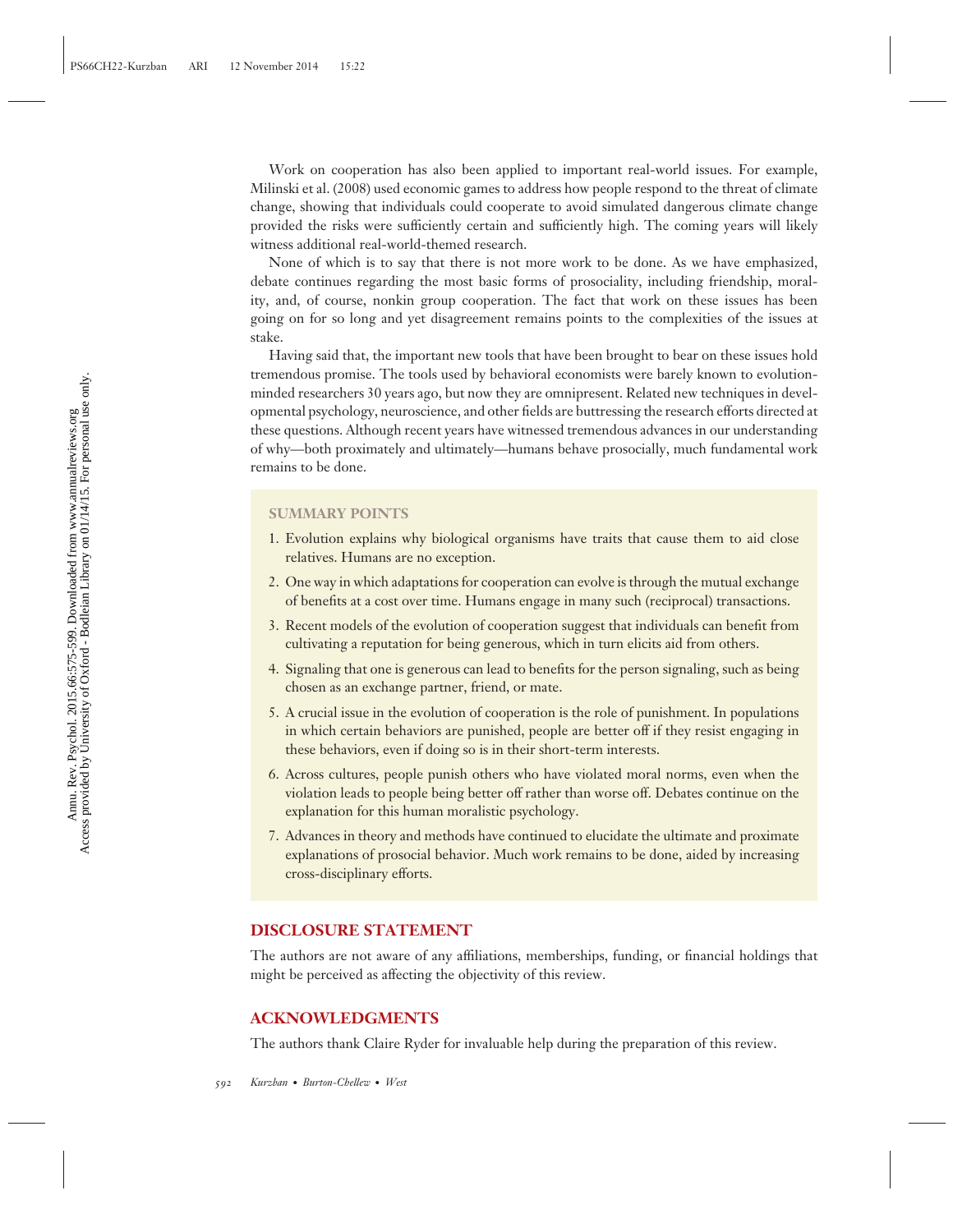Work on cooperation has also been applied to important real-world issues. For example, Milinski et al. (2008) used economic games to address how people respond to the threat of climate change, showing that individuals could cooperate to avoid simulated dangerous climate change provided the risks were sufficiently certain and sufficiently high. The coming years will likely witness additional real-world-themed research.

None of which is to say that there is not more work to be done. As we have emphasized, debate continues regarding the most basic forms of prosociality, including friendship, morality, and, of course, nonkin group cooperation. The fact that work on these issues has been going on for so long and yet disagreement remains points to the complexities of the issues at stake.

Having said that, the important new tools that have been brought to bear on these issues hold tremendous promise. The tools used by behavioral economists were barely known to evolution-minded researchers 30 years ago, but now they are omnipresent. Related new techniques in developmental psychology, neuroscience, and other fields are buttressing the research efforts directed at these questions. Although recent years have witnessed tremendous advances in our understanding of why—both proximately and ultimately—humans behave prosocially, much fundamental work remains to be done.

### SUMMARY POINTS

1. Evolution explains why biological organisms have traits that cause them to aid close relatives. Humans are no exception.
2. One way in which adaptations for cooperation can evolve is through the mutual exchange of benefits at a cost over time. Humans engage in many such (reciprocal) transactions.
3. Recent models of the evolution of cooperation suggest that individuals can benefit from cultivating a reputation for being generous, which in turn elicits aid from others.
4. Signaling that one is generous can lead to benefits for the person signaling, such as being chosen as an exchange partner, friend, or mate.
5. A crucial issue in the evolution of cooperation is the role of punishment. In populations in which certain behaviors are punished, people are better off if they resist engaging in these behaviors, even if doing so is in their short-term interests.
6. Across cultures, people punish others who have violated moral norms, even when the violation leads to people being better off rather than worse off. Debates continue on the explanation for this human moralistic psychology.
7. Advances in theory and methods have continued to elucidate the ultimate and proximate explanations of prosocial behavior. Much work remains to be done, aided by increasing cross-disciplinary efforts.

## DISCLOSURE STATEMENT

The authors are not aware of any affiliations, memberships, funding, or financial holdings that might be perceived as affecting the objectivity of this review.

## ACKNOWLEDGMENTS

The authors thank Claire Ryder for invaluable help during the preparation of this review.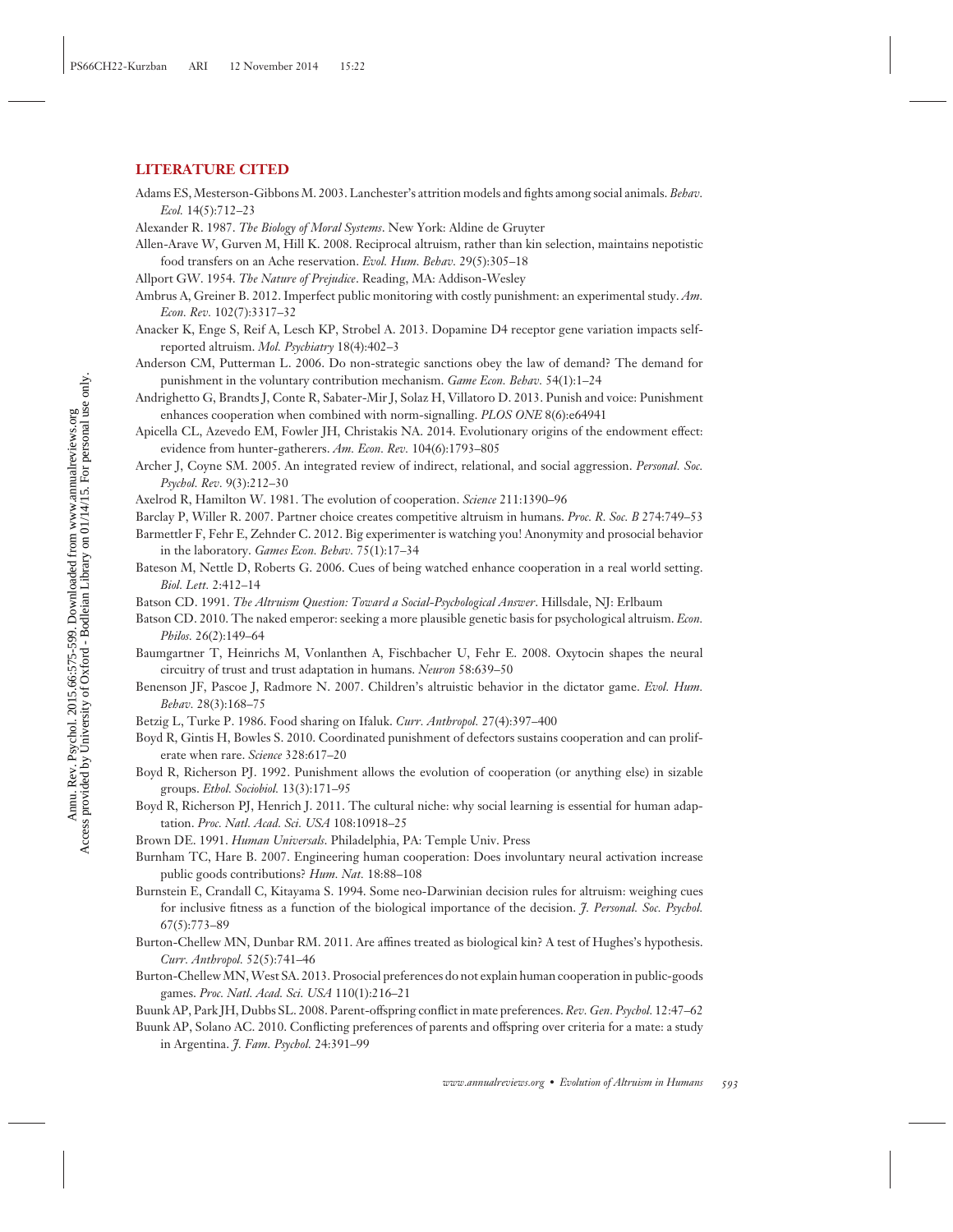## LITERATURE CITED

Adams ES, Mesterson-Gibbons M. 2003. Lanchester's attrition models and fights among social animals. *Behav. Ecol.* 14(5):712–23

Alexander R. 1987. *The Biology of Moral Systems*. New York: Aldine de Gruyter

Allen-Arave W, Gurven M, Hill K. 2008. Reciprocal altruism, rather than kin selection, maintains nepotistic food transfers on an Ache reservation. *Evol. Hum. Behav.* 29(5):305–18

Allport GW. 1954. *The Nature of Prejudice*. Reading, MA: Addison-Wesley

Ambrus A, Greiner B. 2012. Imperfect public monitoring with costly punishment: an experimental study. *Am. Econ. Rev.* 102(7):3317–32

Anacker K, Enge S, Reif A, Lesch KP, Strobel A. 2013. Dopamine D4 receptor gene variation impacts self-reported altruism. *Mol. Psychiatry* 18(4):402–3

Anderson CM, Putterman L. 2006. Do non-strategic sanctions obey the law of demand? The demand for punishment in the voluntary contribution mechanism. *Game Econ. Behav.* 54(1):1–24

Andrighetto G, Brandts J, Conte R, Sabater-Mir J, Solaz H, Villatoro D. 2013. Punish and voice: Punishment enhances cooperation when combined with norm-signalling. *PLOS ONE* 8(6):e64941

Apicella CL, Azevedo EM, Fowler JH, Christakis NA. 2014. Evolutionary origins of the endowment effect: evidence from hunter-gatherers. *Am. Econ. Rev.* 104(6):1793–805

Archer J, Coyne SM. 2005. An integrated review of indirect, relational, and social aggression. *Personal. Soc. Psychol. Rev.* 9(3):212–30

Axelrod R, Hamilton W. 1981. The evolution of cooperation. *Science* 211:1390–96

Barclay P, Willer R. 2007. Partner choice creates competitive altruism in humans. *Proc. R. Soc. B* 274:749–53

Barmettler F, Fehr E, Zehnder C. 2012. Big experimenter is watching you! Anonymity and prosocial behavior in the laboratory. *Games Econ. Behav.* 75(1):17–34

Bateson M, Nettle D, Roberts G. 2006. Cues of being watched enhance cooperation in a real world setting. *Biol. Lett.* 2:412–14

Batson CD. 1991. *The Altruism Question: Toward a Social-Psychological Answer*. Hillsdale, NJ: Erlbaum

Batson CD. 2010. The naked emperor: seeking a more plausible genetic basis for psychological altruism. *Econ. Philos.* 26(2):149–64

Baumgartner T, Heinrichs M, Vonlanthen A, Fischbacher U, Fehr E. 2008. Oxytocin shapes the neural circuitry of trust and trust adaptation in humans. *Neuron* 58:639–50

Benenson JF, Pascoe J, Radmore N. 2007. Children's altruistic behavior in the dictator game. *Evol. Hum. Behav.* 28(3):168–75

Betzig L, Turke P. 1986. Food sharing on Ifaluk. *Curr. Anthropol.* 27(4):397–400

Boyd R, Gintis H, Bowles S. 2010. Coordinated punishment of defectors sustains cooperation and can proliferate when rare. *Science* 328:617–20

Boyd R, Richerson PJ. 1992. Punishment allows the evolution of cooperation (or anything else) in sizable groups. *Ethol. Sociobiol.* 13(3):171–95

Boyd R, Richerson PJ, Henrich J. 2011. The cultural niche: why social learning is essential for human adaptation. *Proc. Natl. Acad. Sci. USA* 108:10918–25

Brown DE. 1991. *Human Universals*. Philadelphia, PA: Temple Univ. Press

Burnham TC, Hare B. 2007. Engineering human cooperation: Does involuntary neural activation increase public goods contributions? *Hum. Nat.* 18:88–108

Burnstein E, Crandall C, Kitayama S. 1994. Some neo-Darwinian decision rules for altruism: weighing cues for inclusive fitness as a function of the biological importance of the decision. *J. Personal. Soc. Psychol.* 67(5):773–89

Burton-Chellew MN, Dunbar RM. 2011. Are affines treated as biological kin? A test of Hughes's hypothesis. *Curr. Anthropol.* 52(5):741–46

Burton-Chellew MN, West SA. 2013. Prosocial preferences do not explain human cooperation in public-goods games. *Proc. Natl. Acad. Sci. USA* 110(1):216–21

Buunk AP, Park JH, Dubbs SL. 2008. Parent-offspring conflict in mate preferences. *Rev. Gen. Psychol.* 12:47–62

Buunk AP, Solano AC. 2010. Conflicting preferences of parents and offspring over criteria for a mate: a study in Argentina. *J. Fam. Psychol.* 24:391–99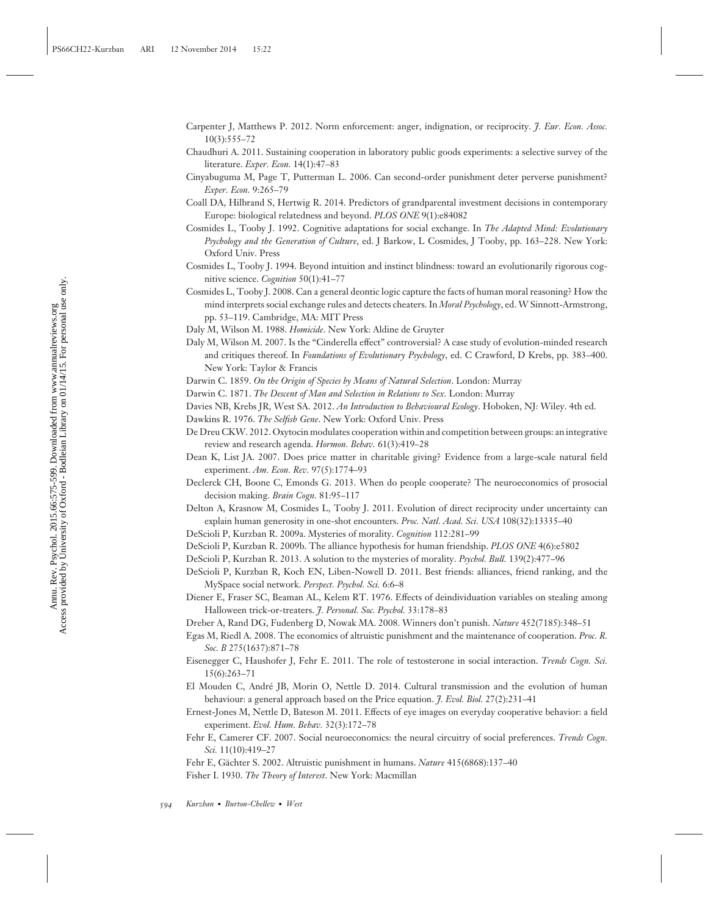Carpenter J, Matthews P. 2012. Norm enforcement: anger, indignation, or reciprocity. *J. Eur. Econ. Assoc.* 10(3):555–72

Chaudhuri A. 2011. Sustaining cooperation in laboratory public goods experiments: a selective survey of the literature. *Exper. Econ.* 14(1):47–83

Cinyabuguma M, Page T, Putterman L. 2006. Can second-order punishment deter perverse punishment? *Exper. Econ.* 9:265–79

Coall DA, Hilbrand S, Hertwig R. 2014. Predictors of grandparental investment decisions in contemporary Europe: biological relatedness and beyond. *PLOS ONE* 9(1):e84082

Cosmides L, Tooby J. 1992. Cognitive adaptations for social exchange. In *The Adapted Mind: Evolutionary Psychology and the Generation of Culture*, ed. J Barkow, L Cosmides, J Tooby, pp. 163–228. New York: Oxford Univ. Press

Cosmides L, Tooby J. 1994. Beyond intuition and instinct blindness: toward an evolutionarily rigorous cognitive science. *Cognition* 50(1):41–77

Cosmides L, Tooby J. 2008. Can a general deontic logic capture the facts of human moral reasoning? How the mind interprets social exchange rules and detects cheaters. In *Moral Psychology*, ed. W Sinnott-Armstrong, pp. 53–119. Cambridge, MA: MIT Press

Daly M, Wilson M. 1988. *Homicide*. New York: Aldine de Gruyter

Daly M, Wilson M. 2007. Is the "Cinderella effect" controversial? A case study of evolution-minded research and critiques thereof. In *Foundations of Evolutionary Psychology*, ed. C Crawford, D Krebs, pp. 383–400. New York: Taylor & Francis

Darwin C. 1859. *On the Origin of Species by Means of Natural Selection*. London: Murray

Darwin C. 1871. *The Descent of Man and Selection in Relations to Sex*. London: Murray

Davies NB, Krebs JR, West SA. 2012. *An Introduction to Behavioural Ecology*. Hoboken, NJ: Wiley. 4th ed.

Dawkins R. 1976. *The Selfish Gene*. New York: Oxford Univ. Press

De Dreu CKW. 2012. Oxytocin modulates cooperation within and competition between groups: an integrative review and research agenda. *Hormon. Behav.* 61(3):419–28

Dean K, List JA. 2007. Does price matter in charitable giving? Evidence from a large-scale natural field experiment. *Am. Econ. Rev.* 97(5):1774–93

Declerck CH, Boone C, Emonds G. 2013. When do people cooperate? The neuroeconomics of prosocial decision making. *Brain Cogn.* 81:95–117

Delton A, Krasnow M, Cosmides L, Tooby J. 2011. Evolution of direct reciprocity under uncertainty can explain human generosity in one-shot encounters. *Proc. Natl. Acad. Sci. USA* 108(32):13335–40

DeScioli P, Kurzban R. 2009a. Mysteries of morality. *Cognition* 112:281–99

DeScioli P, Kurzban R. 2009b. The alliance hypothesis for human friendship. *PLOS ONE* 4(6):e5802

DeScioli P, Kurzban R. 2013. A solution to the mysteries of morality. *Psychol. Bull.* 139(2):477–96

DeScioli P, Kurzban R, Koch EN, Liben-Nowell D. 2011. Best friends: alliances, friend ranking, and the MySpace social network. *Perspect. Psychol. Sci.* 6:6–8

Diener E, Fraser SC, Beaman AL, Kelem RT. 1976. Effects of deindividuation variables on stealing among Halloween trick-or-treaters. *J. Personal. Soc. Psychol.* 33:178–83

Dreber A, Rand DG, Fudenberg D, Nowak MA. 2008. Winners don't punish. *Nature* 452(7185):348–51

Egas M, Riedl A. 2008. The economics of altruistic punishment and the maintenance of cooperation. *Proc. R. Soc. B* 275(1637):871–78

Eisenegger C, Haushofer J, Fehr E. 2011. The role of testosterone in social interaction. *Trends Cogn. Sci.* 15(6):263–71

El Mouden C, André JB, Morin O, Nettle D. 2014. Cultural transmission and the evolution of human behaviour: a general approach based on the Price equation. *J. Evol. Biol.* 27(2):231–41

Ernest-Jones M, Nettle D, Bateson M. 2011. Effects of eye images on everyday cooperative behavior: a field experiment. *Evol. Hum. Behav.* 32(3):172–78

Fehr E, Camerer CF. 2007. Social neuroeconomics: the neural circuitry of social preferences. *Trends Cogn. Sci.* 11(10):419–27

Fehr E, Gächter S. 2002. Altruistic punishment in humans. *Nature* 415(6868):137–40

Fisher I. 1930. *The Theory of Interest*. New York: Macmillan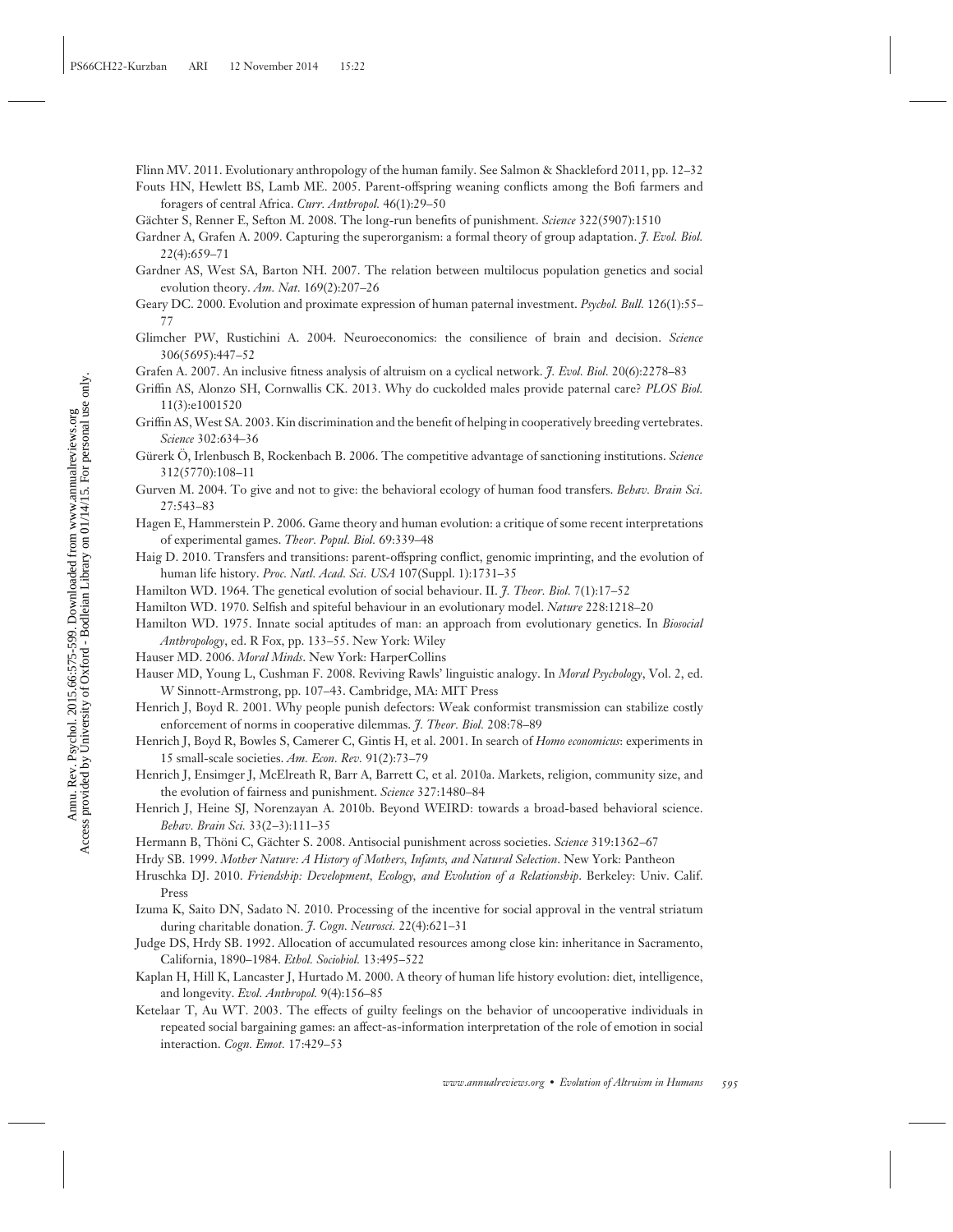Flinn MV. 2011. Evolutionary anthropology of the human family. See Salmon & Shackleford 2011, pp. 12–32

Fouts HN, Hewlett BS, Lamb ME. 2005. Parent-offspring weaning conflicts among the Bofi farmers and foragers of central Africa. *Curr. Anthropol.* 46(1):29–50

Gächter S, Renner E, Sefton M. 2008. The long-run benefits of punishment. *Science* 322(5907):1510

Gardner A, Grafen A. 2009. Capturing the superorganism: a formal theory of group adaptation. *J. Evol. Biol.* 22(4):659–71

Gardner AS, West SA, Barton NH. 2007. The relation between multilocus population genetics and social evolution theory. *Am. Nat.* 169(2):207–26

Geary DC. 2000. Evolution and proximate expression of human paternal investment. *Psychol. Bull.* 126(1):55–77

Glimcher PW, Rustichini A. 2004. Neuroeconomics: the consilience of brain and decision. *Science* 306(5695):447–52

Grafen A. 2007. An inclusive fitness analysis of altruism on a cyclical network. *J. Evol. Biol.* 20(6):2278–83

Griffin AS, Alonzo SH, Cornwallis CK. 2013. Why do cuckolded males provide paternal care? *PLOS Biol.* 11(3):e1001520

Griffin AS, West SA. 2003. Kin discrimination and the benefit of helping in cooperatively breeding vertebrates. *Science* 302:634–36

Gürerk Ö, Irlenbusch B, Rockenbach B. 2006. The competitive advantage of sanctioning institutions. *Science* 312(5770):108–11

Gurven M. 2004. To give and not to give: the behavioral ecology of human food transfers. *Behav. Brain Sci.* 27:543–83

Hagen E, Hammerstein P. 2006. Game theory and human evolution: a critique of some recent interpretations of experimental games. *Theor. Popul. Biol.* 69:339–48

Haig D. 2010. Transfers and transitions: parent-offspring conflict, genomic imprinting, and the evolution of human life history. *Proc. Natl. Acad. Sci. USA* 107(Suppl. 1):1731–35

Hamilton WD. 1964. The genetical evolution of social behaviour. II. *J. Theor. Biol.* 7(1):17–52

Hamilton WD. 1970. Selfish and spiteful behaviour in an evolutionary model. *Nature* 228:1218–20

Hamilton WD. 1975. Innate social aptitudes of man: an approach from evolutionary genetics. In *Biosocial Anthropology*, ed. R Fox, pp. 133–55. New York: Wiley

Hauser MD. 2006. *Moral Minds*. New York: HarperCollins

Hauser MD, Young L, Cushman F. 2008. Reviving Rawls' linguistic analogy. In *Moral Psychology*, Vol. 2, ed. W Sinnott-Armstrong, pp. 107–43. Cambridge, MA: MIT Press

Henrich J, Boyd R. 2001. Why people punish defectors: Weak conformist transmission can stabilize costly enforcement of norms in cooperative dilemmas. *J. Theor. Biol.* 208:78–89

Henrich J, Boyd R, Bowles S, Camerer C, Gintis H, et al. 2001. In search of *Homo economicus*: experiments in 15 small-scale societies. *Am. Econ. Rev.* 91(2):73–79

Henrich J, Ensimger J, McElreath R, Barr A, Barrett C, et al. 2010a. Markets, religion, community size, and the evolution of fairness and punishment. *Science* 327:1480–84

Henrich J, Heine SJ, Norenzayan A. 2010b. Beyond WEIRD: towards a broad-based behavioral science. *Behav. Brain Sci.* 33(2–3):111–35

Hermann B, Thöni C, Gächter S. 2008. Antisocial punishment across societies. *Science* 319:1362–67

Hrdy SB. 1999. *Mother Nature: A History of Mothers, Infants, and Natural Selection*. New York: Pantheon

Hruschka DJ. 2010. *Friendship: Development, Ecology, and Evolution of a Relationship*. Berkeley: Univ. Calif. Press

Izuma K, Saito DN, Sadato N. 2010. Processing of the incentive for social approval in the ventral striatum during charitable donation. *J. Cogn. Neurosci.* 22(4):621–31

Judge DS, Hrdy SB. 1992. Allocation of accumulated resources among close kin: inheritance in Sacramento, California, 1890–1984. *Ethol. Sociobiol.* 13:495–522

Kaplan H, Hill K, Lancaster J, Hurtado M. 2000. A theory of human life history evolution: diet, intelligence, and longevity. *Evol. Anthropol.* 9(4):156–85

Ketelaar T, Au WT. 2003. The effects of guilty feelings on the behavior of uncooperative individuals in repeated social bargaining games: an affect-as-information interpretation of the role of emotion in social interaction. *Cogn. Emot.* 17:429–53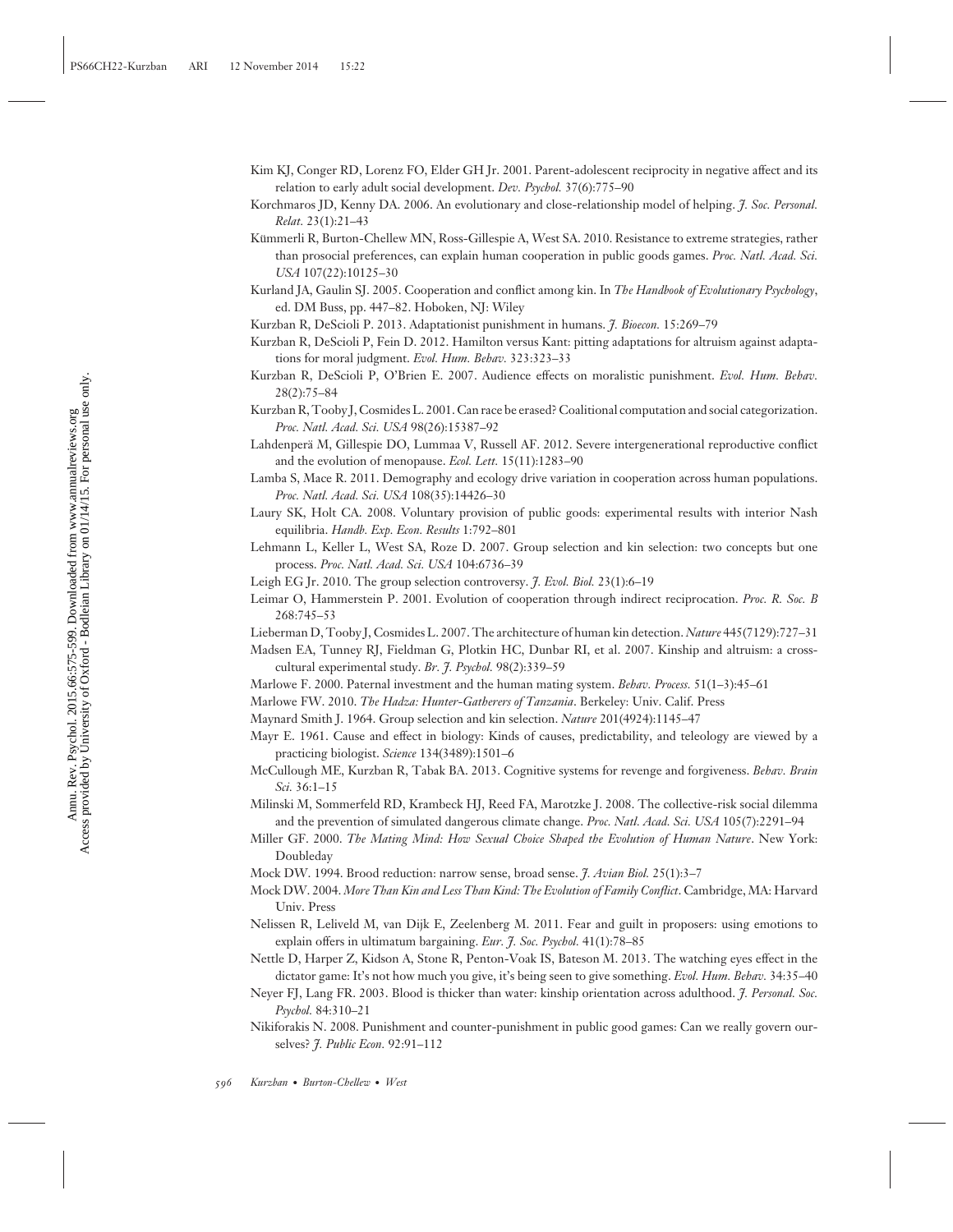Kim KJ, Conger RD, Lorenz FO, Elder GH Jr. 2001. Parent-adolescent reciprocity in negative affect and its relation to early adult social development. *Dev. Psychol.* 37(6):775–90

Korchmaros JD, Kenny DA. 2006. An evolutionary and close-relationship model of helping. *J. Soc. Personal. Relat.* 23(1):21–43

Kümmerli R, Burton-Chellew MN, Ross-Gillespie A, West SA. 2010. Resistance to extreme strategies, rather than prosocial preferences, can explain human cooperation in public goods games. *Proc. Natl. Acad. Sci. USA* 107(22):10125–30

Kurland JA, Gaulin SJ. 2005. Cooperation and conflict among kin. In *The Handbook of Evolutionary Psychology*, ed. DM Buss, pp. 447–82. Hoboken, NJ: Wiley

Kurzban R, DeScioli P. 2013. Adaptationist punishment in humans. *J. Bioecon.* 15:269–79

Kurzban R, DeScioli P, Fein D. 2012. Hamilton versus Kant: pitting adaptations for altruism against adaptations for moral judgment. *Evol. Hum. Behav.* 323:323–33

Kurzban R, DeScioli P, O'Brien E. 2007. Audience effects on moralistic punishment. *Evol. Hum. Behav.* 28(2):75–84

Kurzban R, Tooby J, Cosmides L. 2001. Can race be erased? Coalitional computation and social categorization. *Proc. Natl. Acad. Sci. USA* 98(26):15387–92

Lahdenperä M, Gillespie DO, Lummaa V, Russell AF. 2012. Severe intergenerational reproductive conflict and the evolution of menopause. *Ecol. Lett.* 15(11):1283–90

Lamba S, Mace R. 2011. Demography and ecology drive variation in cooperation across human populations. *Proc. Natl. Acad. Sci. USA* 108(35):14426–30

Laury SK, Holt CA. 2008. Voluntary provision of public goods: experimental results with interior Nash equilibria. *Handb. Exp. Econ. Results* 1:792–801

Lehmann L, Keller L, West SA, Roze D. 2007. Group selection and kin selection: two concepts but one process. *Proc. Natl. Acad. Sci. USA* 104:6736–39

Leigh EG Jr. 2010. The group selection controversy. *J. Evol. Biol.* 23(1):6–19

Leimar O, Hammerstein P. 2001. Evolution of cooperation through indirect reciprocation. *Proc. R. Soc. B* 268:745–53

Lieberman D, Tooby J, Cosmides L. 2007. The architecture of human kin detection. *Nature* 445(7129):727–31

Madsen EA, Tunney RJ, Fieldman G, Plotkin HC, Dunbar RI, et al. 2007. Kinship and altruism: a cross-cultural experimental study. *Br. J. Psychol.* 98(2):339–59

Marlowe F. 2000. Paternal investment and the human mating system. *Behav. Process.* 51(1–3):45–61

Marlowe FW. 2010. *The Hadza: Hunter-Gatherers of Tanzania*. Berkeley: Univ. Calif. Press

Maynard Smith J. 1964. Group selection and kin selection. *Nature* 201(4924):1145–47

Mayr E. 1961. Cause and effect in biology: Kinds of causes, predictability, and teleology are viewed by a practicing biologist. *Science* 134(3489):1501–6

McCullough ME, Kurzban R, Tabak BA. 2013. Cognitive systems for revenge and forgiveness. *Behav. Brain Sci.* 36:1–15

Milinski M, Sommerfeld RD, Krambeck HJ, Reed FA, Marotzke J. 2008. The collective-risk social dilemma and the prevention of simulated dangerous climate change. *Proc. Natl. Acad. Sci. USA* 105(7):2291–94

Miller GF. 2000. *The Mating Mind: How Sexual Choice Shaped the Evolution of Human Nature*. New York: Doubleday

Mock DW. 1994. Brood reduction: narrow sense, broad sense. *J. Avian Biol.* 25(1):3–7

Mock DW. 2004. *More Than Kin and Less Than Kind: The Evolution of Family Conflict*. Cambridge, MA: Harvard Univ. Press

Nelissen R, Leliveld M, van Dijk E, Zeelenberg M. 2011. Fear and guilt in proposers: using emotions to explain offers in ultimatum bargaining. *Eur. J. Soc. Psychol.* 41(1):78–85

Nettle D, Harper Z, Kidson A, Stone R, Penton-Voak IS, Bateson M. 2013. The watching eyes effect in the dictator game: It's not how much you give, it's being seen to give something. *Evol. Hum. Behav.* 34:35–40

Neyer FJ, Lang FR. 2003. Blood is thicker than water: kinship orientation across adulthood. *J. Personal. Soc. Psychol.* 84:310–21

Nikiforakis N. 2008. Punishment and counter-punishment in public good games: Can we really govern ourselves? *J. Public Econ.* 92:91–112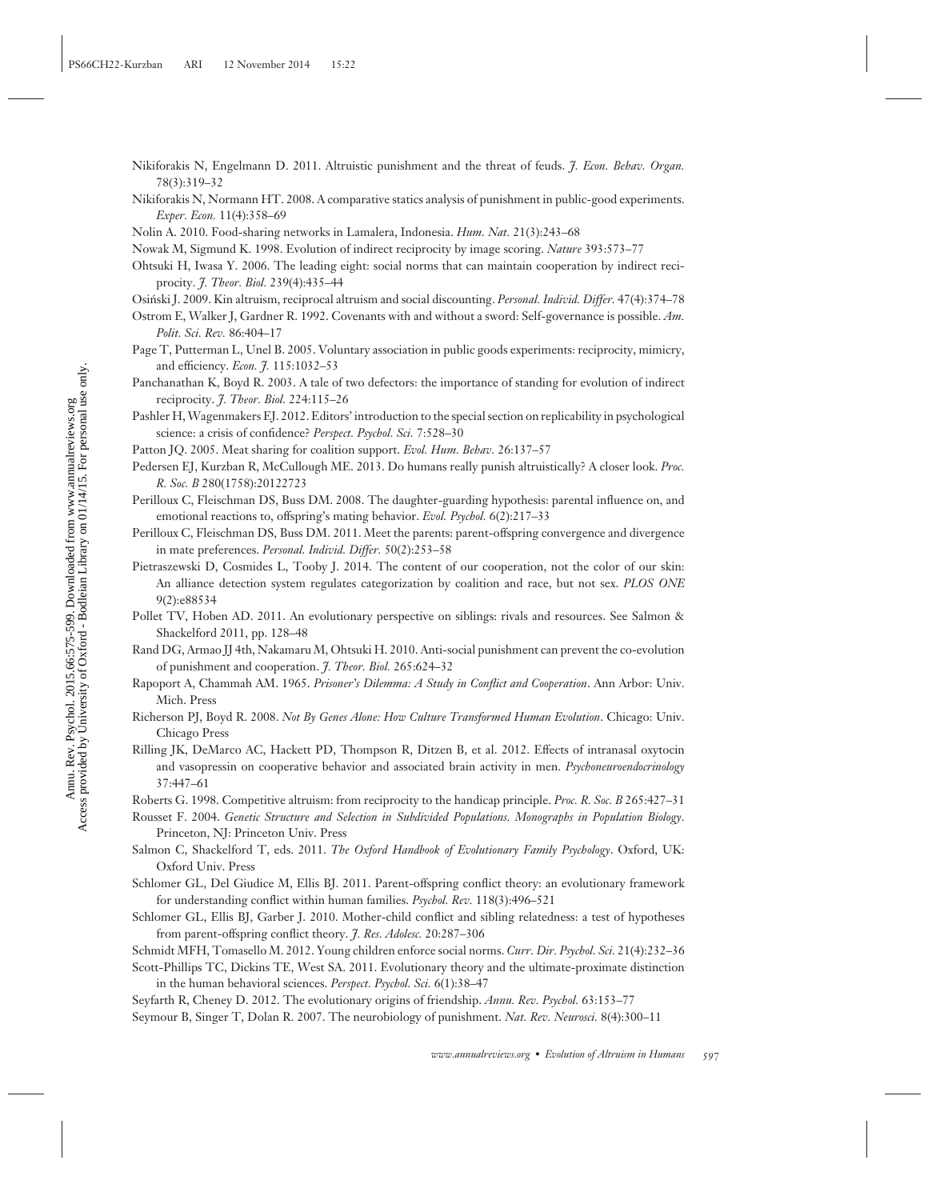Nikiforakis N, Engelmann D. 2011. Altruistic punishment and the threat of feuds. *J. Econ. Behav. Organ.* 78(3):319–32

Nikiforakis N, Normann HT. 2008. A comparative statics analysis of punishment in public-good experiments. *Exper. Econ.* 11(4):358–69

Nolin A. 2010. Food-sharing networks in Lamalera, Indonesia. *Hum. Nat.* 21(3):243–68

Nowak M, Sigmund K. 1998. Evolution of indirect reciprocity by image scoring. *Nature* 393:573–77

Ohtsuki H, Iwasa Y. 2006. The leading eight: social norms that can maintain cooperation by indirect reciprocity. *J. Theor. Biol.* 239(4):435–44

Osiński J. 2009. Kin altruism, reciprocal altruism and social discounting. *Personal. Individ. Differ.* 47(4):374–78

Ostrom E, Walker J, Gardner R. 1992. Covenants with and without a sword: Self-governance is possible. *Am. Polit. Sci. Rev.* 86:404–17

Page T, Putterman L, Unel B. 2005. Voluntary association in public goods experiments: reciprocity, mimicry, and efficiency. *Econ. J.* 115:1032–53

Panchanathan K, Boyd R. 2003. A tale of two defectors: the importance of standing for evolution of indirect reciprocity. *J. Theor. Biol.* 224:115–26

Pashler H, Wagenmakers EJ. 2012. Editors' introduction to the special section on replicability in psychological science: a crisis of confidence? *Perspect. Psychol. Sci.* 7:528–30

Patton JQ. 2005. Meat sharing for coalition support. *Evol. Hum. Behav.* 26:137–57

Pedersen EJ, Kurzban R, McCullough ME. 2013. Do humans really punish altruistically? A closer look. *Proc. R. Soc. B* 280(1758):20122723

Perilloux C, Fleischman DS, Buss DM. 2008. The daughter-guarding hypothesis: parental influence on, and emotional reactions to, offspring's mating behavior. *Evol. Psychol.* 6(2):217–33

Perilloux C, Fleischman DS, Buss DM. 2011. Meet the parents: parent-offspring convergence and divergence in mate preferences. *Personal. Individ. Differ.* 50(2):253–58

Pietraszewski D, Cosmides L, Tooby J. 2014. The content of our cooperation, not the color of our skin: An alliance detection system regulates categorization by coalition and race, but not sex. *PLOS ONE* 9(2):e88534

Pollet TV, Hoben AD. 2011. An evolutionary perspective on siblings: rivals and resources. See Salmon & Shackelford 2011, pp. 128–48

Rand DG, Armao JJ 4th, Nakamaru M, Ohtsuki H. 2010. Anti-social punishment can prevent the co-evolution of punishment and cooperation. *J. Theor. Biol.* 265:624–32

Rapoport A, Chammah AM. 1965. *Prisoner's Dilemma: A Study in Conflict and Cooperation*. Ann Arbor: Univ. Mich. Press

Richerson PJ, Boyd R. 2008. *Not By Genes Alone: How Culture Transformed Human Evolution*. Chicago: Univ. Chicago Press

Rilling JK, DeMarco AC, Hackett PD, Thompson R, Ditzen B, et al. 2012. Effects of intranasal oxytocin and vasopressin on cooperative behavior and associated brain activity in men. *Psychoneuroendocrinology* 37:447–61

Roberts G. 1998. Competitive altruism: from reciprocity to the handicap principle. *Proc. R. Soc. B* 265:427–31

Rousset F. 2004. *Genetic Structure and Selection in Subdivided Populations. Monographs in Population Biology*. Princeton, NJ: Princeton Univ. Press

Salmon C, Shackelford T, eds. 2011. *The Oxford Handbook of Evolutionary Family Psychology*. Oxford, UK: Oxford Univ. Press

Schlomer GL, Del Giudice M, Ellis BJ. 2011. Parent-offspring conflict theory: an evolutionary framework for understanding conflict within human families. *Psychol. Rev.* 118(3):496–521

Schlomer GL, Ellis BJ, Garber J. 2010. Mother-child conflict and sibling relatedness: a test of hypotheses from parent-offspring conflict theory. *J. Res. Adolesc.* 20:287–306

Schmidt MFH, Tomasello M. 2012. Young children enforce social norms. *Curr. Dir. Psychol. Sci.* 21(4):232–36

Scott-Phillips TC, Dickins TE, West SA. 2011. Evolutionary theory and the ultimate-proximate distinction in the human behavioral sciences. *Perspect. Psychol. Sci.* 6(1):38–47

Seyfarth R, Cheney D. 2012. The evolutionary origins of friendship. *Annu. Rev. Psychol.* 63:153–77

Seymour B, Singer T, Dolan R. 2007. The neurobiology of punishment. *Nat. Rev. Neurosci.* 8(4):300–11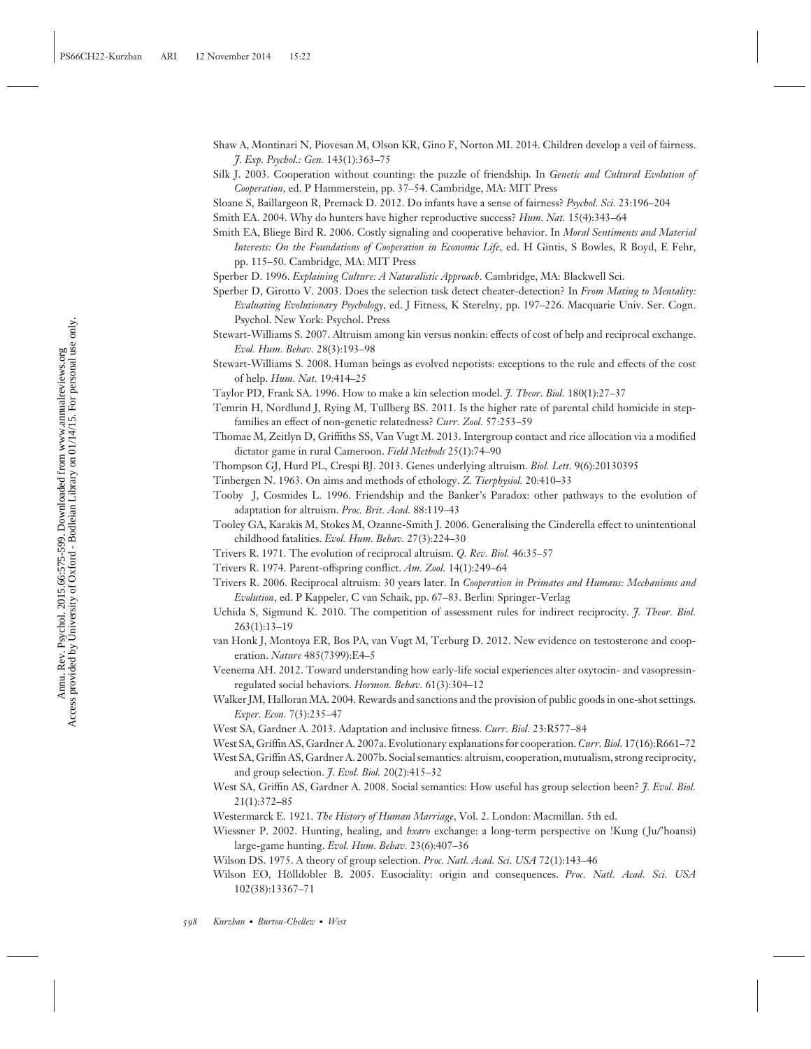Shaw A, Montinari N, Piovesan M, Olson KR, Gino F, Norton MI. 2014. Children develop a veil of fairness. *J. Exp. Psychol.: Gen.* 143(1):363–75

Silk J. 2003. Cooperation without counting: the puzzle of friendship. In *Genetic and Cultural Evolution of Cooperation*, ed. P Hammerstein, pp. 37–54. Cambridge, MA: MIT Press

Sloane S, Baillargeon R, Premack D. 2012. Do infants have a sense of fairness? *Psychol. Sci.* 23:196–204

Smith EA. 2004. Why do hunters have higher reproductive success? *Hum. Nat.* 15(4):343–64

Smith EA, Bliege Bird R. 2006. Costly signaling and cooperative behavior. In *Moral Sentiments and Material Interests: On the Foundations of Cooperation in Economic Life*, ed. H Gintis, S Bowles, R Boyd, E Fehr, pp. 115–50. Cambridge, MA: MIT Press

Sperber D. 1996. *Explaining Culture: A Naturalistic Approach*. Cambridge, MA: Blackwell Sci.

Sperber D, Girotto V. 2003. Does the selection task detect cheater-detection? In *From Mating to Mentality: Evaluating Evolutionary Psychology*, ed. J Fitness, K Sterelny, pp. 197–226. Macquarie Univ. Ser. Cogn. Psychol. New York: Psychol. Press

Stewart-Williams S. 2007. Altruism among kin versus nonkin: effects of cost of help and reciprocal exchange. *Evol. Hum. Behav.* 28(3):193–98

Stewart-Williams S. 2008. Human beings as evolved nepotists: exceptions to the rule and effects of the cost of help. *Hum. Nat.* 19:414–25

Taylor PD, Frank SA. 1996. How to make a kin selection model. *J. Theor. Biol.* 180(1):27–37

Temrin H, Nordlund J, Rying M, Tullberg BS. 2011. Is the higher rate of parental child homicide in stepfamilies an effect of non-genetic relatedness? *Curr. Zool.* 57:253–59

Thomae M, Zeitlyn D, Griffiths SS, Van Vugt M. 2013. Intergroup contact and rice allocation via a modified dictator game in rural Cameroon. *Field Methods* 25(1):74–90

Thompson GJ, Hurd PL, Crespi BJ. 2013. Genes underlying altruism. *Biol. Lett.* 9(6):20130395

Tinbergen N. 1963. On aims and methods of ethology. *Z. Tierphysiol.* 20:410–33

Tooby J, Cosmides L. 1996. Friendship and the Banker's Paradox: other pathways to the evolution of adaptation for altruism. *Proc. Brit. Acad.* 88:119–43

Tooley GA, Karakis M, Stokes M, Ozanne-Smith J. 2006. Generalising the Cinderella effect to unintentional childhood fatalities. *Evol. Hum. Behav.* 27(3):224–30

Trivers R. 1971. The evolution of reciprocal altruism. *Q. Rev. Biol.* 46:35–57

Trivers R. 1974. Parent-offspring conflict. *Am. Zool.* 14(1):249–64

Trivers R. 2006. Reciprocal altruism: 30 years later. In *Cooperation in Primates and Humans: Mechanisms and Evolution*, ed. P Kappeler, C van Schaik, pp. 67–83. Berlin: Springer-Verlag

Uchida S, Sigmund K. 2010. The competition of assessment rules for indirect reciprocity. *J. Theor. Biol.* 263(1):13–19

van Honk J, Montoya ER, Bos PA, van Vugt M, Terburg D. 2012. New evidence on testosterone and cooperation. *Nature* 485(7399):E4–5

Veenema AH. 2012. Toward understanding how early-life social experiences alter oxytocin- and vasopressin-regulated social behaviors. *Hormon. Behav.* 61(3):304–12

Walker JM, Halloran MA. 2004. Rewards and sanctions and the provision of public goods in one-shot settings. *Exper. Econ.* 7(3):235–47

West SA, Gardner A. 2013. Adaptation and inclusive fitness. *Curr. Biol.* 23:R577–84

West SA, Griffin AS, Gardner A. 2007a. Evolutionary explanations for cooperation. *Curr. Biol.* 17(16):R661–72

West SA, Griffin AS, Gardner A. 2007b. Social semantics: altruism, cooperation, mutualism, strong reciprocity, and group selection. *J. Evol. Biol.* 20(2):415–32

West SA, Griffin AS, Gardner A. 2008. Social semantics: How useful has group selection been? *J. Evol. Biol.* 21(1):372–85

Westermarck E. 1921. *The History of Human Marriage*, Vol. 2. London: Macmillan. 5th ed.

Wiessner P. 2002. Hunting, healing, and *hxaro* exchange: a long-term perspective on !Kung (Ju/'hoansi) large-game hunting. *Evol. Hum. Behav.* 23(6):407–36

Wilson DS. 1975. A theory of group selection. *Proc. Natl. Acad. Sci. USA* 72(1):143–46

Wilson EO, Hölldobler B. 2005. Eusociality: origin and consequences. *Proc. Natl. Acad. Sci. USA* 102(38):13367–71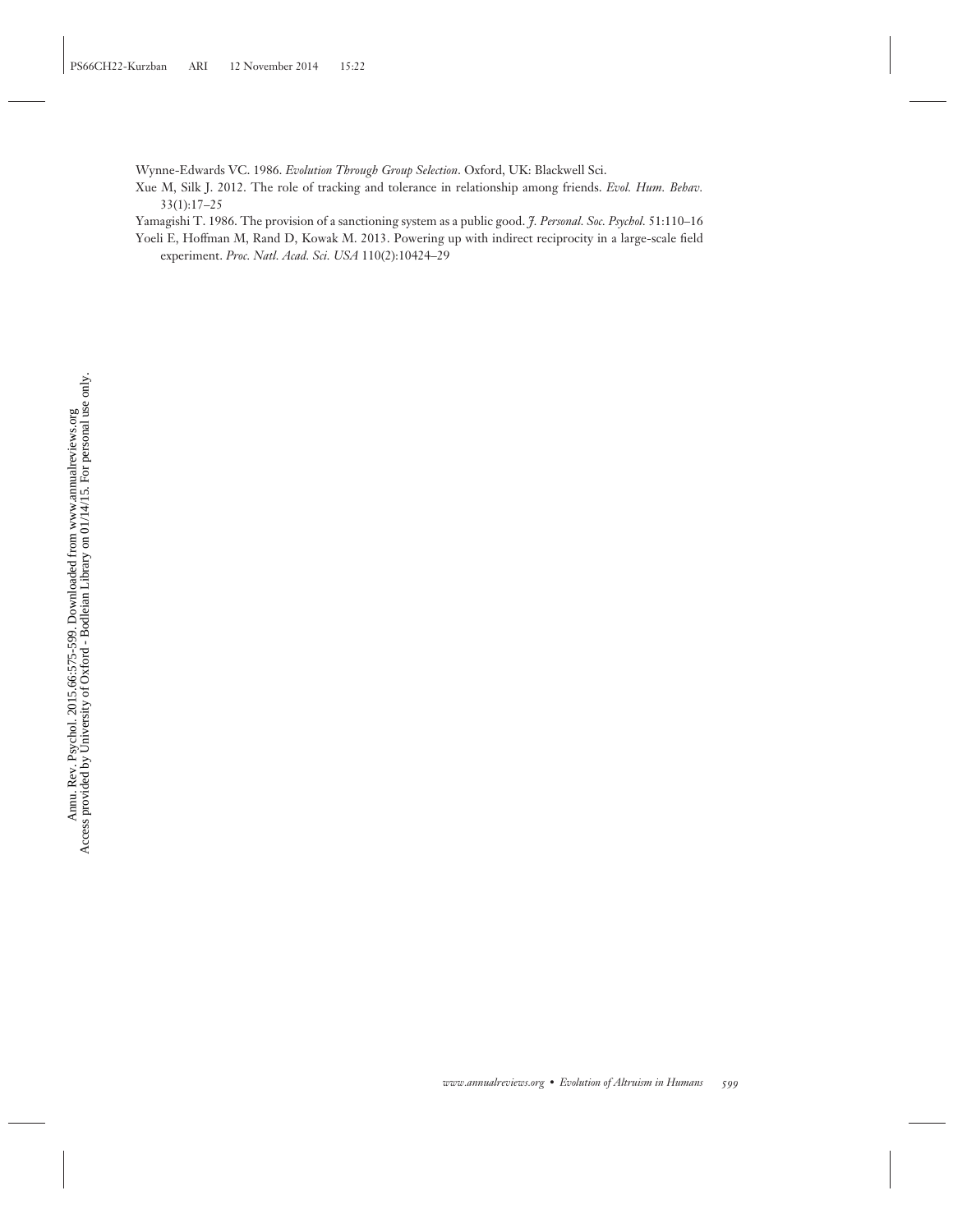Wynne-Edwards VC. 1986. *Evolution Through Group Selection*. Oxford, UK: Blackwell Sci.

Xue M, Silk J. 2012. The role of tracking and tolerance in relationship among friends. *Evol. Hum. Behav.* 33(1):17–25

Yamagishi T. 1986. The provision of a sanctioning system as a public good. *J. Personal. Soc. Psychol.* 51:110–16

Yoeli E, Hoffman M, Rand D, Kowak M. 2013. Powering up with indirect reciprocity in a large-scale field experiment. *Proc. Natl. Acad. Sci. USA* 110(2):10424–29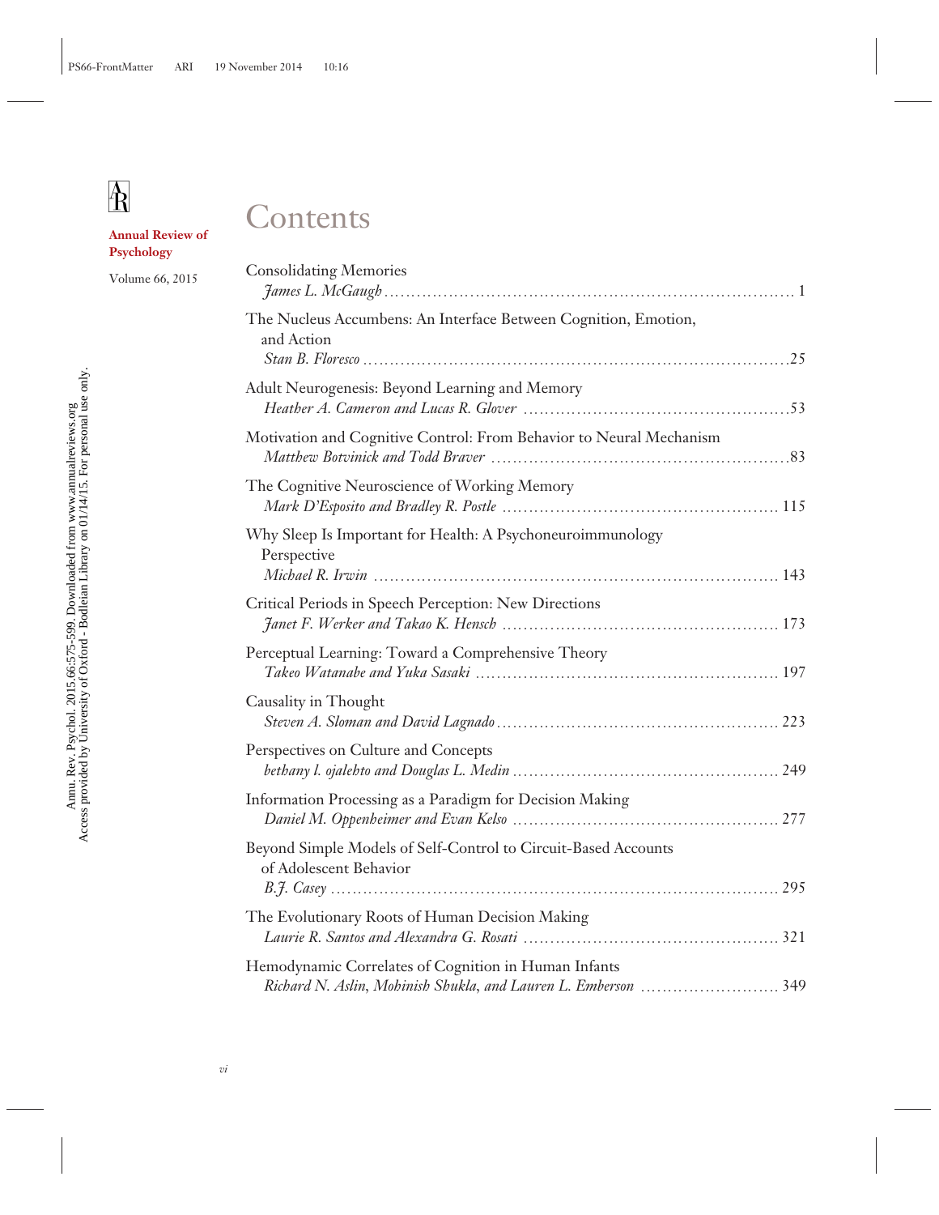**Annual Review of Psychology**

Volume 66, 2015

# Contents

Consolidating Memories
*James L. McGaugh* ........................................................................ 1

The Nucleus Accumbens: An Interface Between Cognition, Emotion, and Action
*Stan B. Floresco* ........................................................................ 25

Adult Neurogenesis: Beyond Learning and Memory
*Heather A. Cameron and Lucas R. Glover* ........................................................................ 53

Motivation and Cognitive Control: From Behavior to Neural Mechanism
*Matthew Botvinick and Todd Braver* ........................................................................ 83

The Cognitive Neuroscience of Working Memory
*Mark D'Esposito and Bradley R. Postle* ........................................................................ 115

Why Sleep Is Important for Health: A Psychoneuroimmunology Perspective
*Michael R. Irwin* ........................................................................ 143

Critical Periods in Speech Perception: New Directions
*Janet F. Werker and Takao K. Hensch* ........................................................................ 173

Perceptual Learning: Toward a Comprehensive Theory
*Takeo Watanabe and Yuka Sasaki* ........................................................................ 197

Causality in Thought
*Steven A. Sloman and David Lagnado* ........................................................................ 223

Perspectives on Culture and Concepts
*bethany l. ojalehto and Douglas L. Medin* ........................................................................ 249

Information Processing as a Paradigm for Decision Making
*Daniel M. Oppenheimer and Evan Kelso* ........................................................................ 277

Beyond Simple Models of Self-Control to Circuit-Based Accounts of Adolescent Behavior
*B.J. Casey* ........................................................................ 295

The Evolutionary Roots of Human Decision Making
*Laurie R. Santos and Alexandra G. Rosati* ........................................................................ 321

Hemodynamic Correlates of Cognition in Human Infants
*Richard N. Aslin, Mohinish Shukla, and Lauren L. Emberson* ........................................................................ 349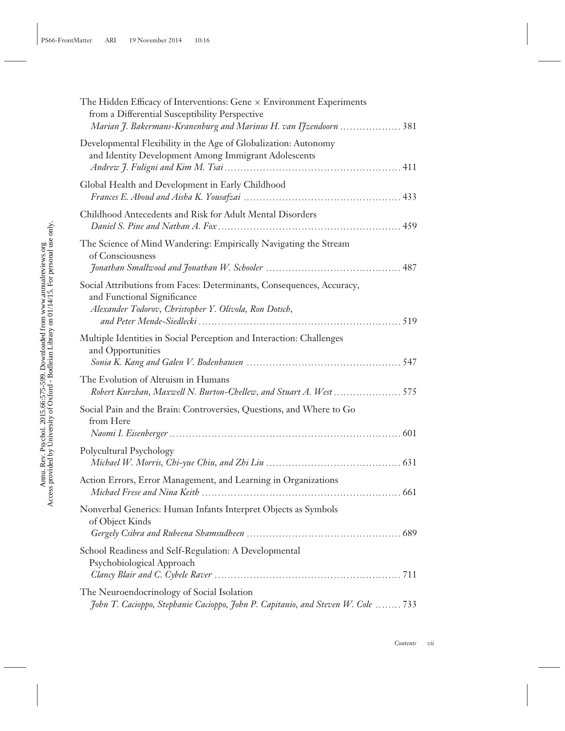The Hidden Efficacy of Interventions: Gene × Environment Experiments from a Differential Susceptibility Perspective
*Marian J. Bakermans-Kranenburg and Marinus H. van IJzendoorn* .................. 381

Developmental Flexibility in the Age of Globalization: Autonomy and Identity Development Among Immigrant Adolescents
*Andrew J. Fuligni and Kim M. Tsai* ..................................................... 411

Global Health and Development in Early Childhood
*Frances E. Aboud and Aisha K. Yousafzai* ............................................... 433

Childhood Antecedents and Risk for Adult Mental Disorders
*Daniel S. Pine and Nathan A. Fox* ....................................................... 459

The Science of Mind Wandering: Empirically Navigating the Stream of Consciousness
*Jonathan Smallwood and Jonathan W. Schooler* ......................................... 487

Social Attributions from Faces: Determinants, Consequences, Accuracy, and Functional Significance
*Alexander Todorov, Christopher Y. Olivola, Ron Dotsch, and Peter Mende-Siedlecki* ............................................................ 519

Multiple Identities in Social Perception and Interaction: Challenges and Opportunities
*Sonia K. Kang and Galen V. Bodenhausen* ............................................... 547

The Evolution of Altruism in Humans
*Robert Kurzban, Maxwell N. Burton-Chellew, and Stuart A. West* ..................... 575

Social Pain and the Brain: Controversies, Questions, and Where to Go from Here
*Naomi I. Eisenberger* ...................................................................... 601

Polycultural Psychology
*Michael W. Morris, Chi-yue Chiu, and Zhi Liu* ......................................... 631

Action Errors, Error Management, and Learning in Organizations
*Michael Frese and Nina Keith* ............................................................. 661

Nonverbal Generics: Human Infants Interpret Objects as Symbols of Object Kinds
*Gergely Csibra and Rubeena Shamsudheen* ............................................... 689

School Readiness and Self-Regulation: A Developmental Psychobiological Approach
*Clancy Blair and C. Cybele Raver* ......................................................... 711

The Neuroendocrinology of Social Isolation
*John T. Cacioppo, Stephanie Cacioppo, John P. Capitanio, and Steven W. Cole* ........ 733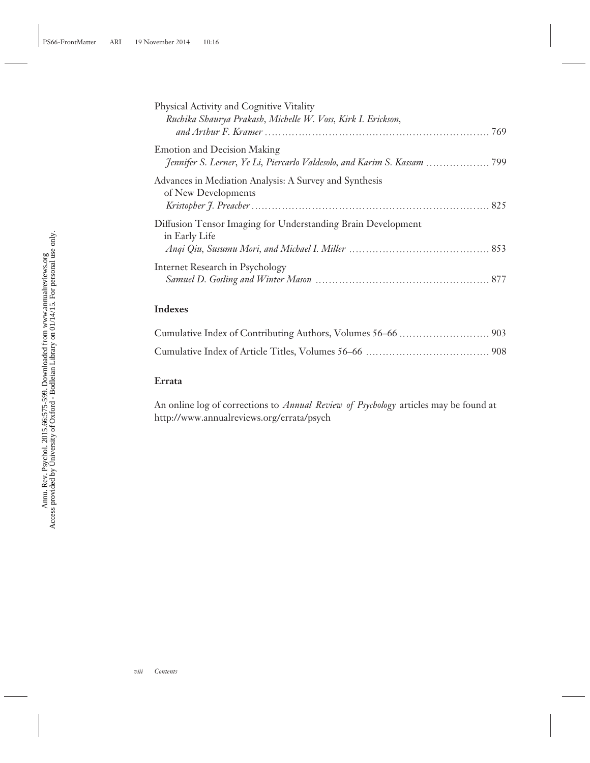Physical Activity and Cognitive Vitality
*Ruchika Shaurya Prakash, Michelle W. Voss, Kirk I. Erickson, and Arthur F. Kramer* . . . . . . . . . . 769

Emotion and Decision Making
*Jennifer S. Lerner, Ye Li, Piercarlo Valdesolo, and Karim S. Kassam* . . . . . . . . . . 799

Advances in Mediation Analysis: A Survey and Synthesis of New Developments
*Kristopher J. Preacher* . . . . . . . . . . 825

Diffusion Tensor Imaging for Understanding Brain Development in Early Life
*Anqi Qiu, Susumu Mori, and Michael I. Miller* . . . . . . . . . . 853

Internet Research in Psychology
*Samuel D. Gosling and Winter Mason* . . . . . . . . . . 877

## Indexes

Cumulative Index of Contributing Authors, Volumes 56–66 . . . . . . . . . . 903

Cumulative Index of Article Titles, Volumes 56–66 . . . . . . . . . . 908

## Errata

An online log of corrections to *Annual Review of Psychology* articles may be found at http://www.annualreviews.org/errata/psych